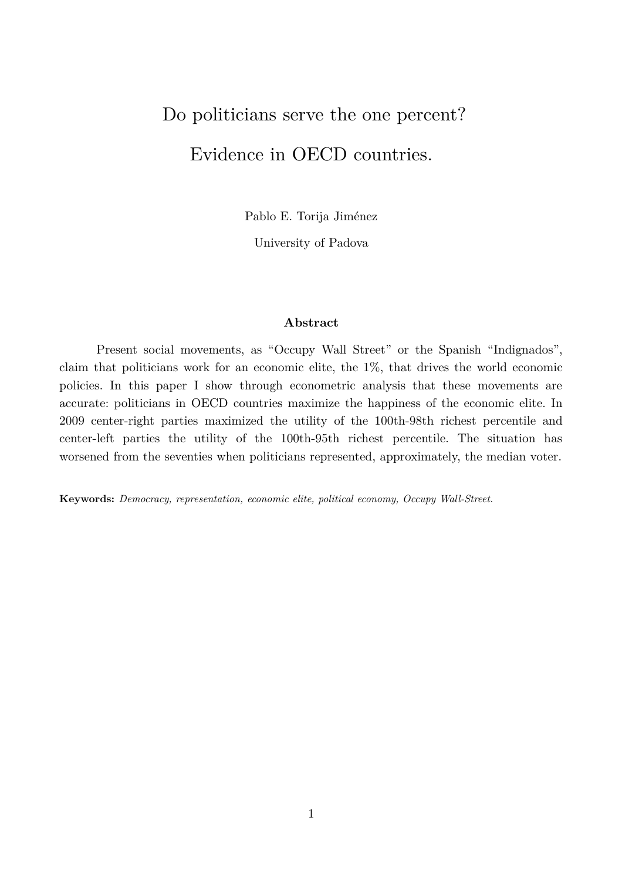# Do politicians serve the one percent?

# Evidence in OECD countries.

Pablo E. Torija Jiménez

University of Padova

### Abstract

Present social movements, as "Occupy Wall Street" or the Spanish "Indignados", claim that politicians work for an economic elite, the 1%, that drives the world economic policies. In this paper I show through econometric analysis that these movements are accurate: politicians in OECD countries maximize the happiness of the economic elite. In 2009 center-right parties maximized the utility of the 100th-98th richest percentile and center-left parties the utility of the 100th-95th richest percentile. The situation has worsened from the seventies when politicians represented, approximately, the median voter.

**Keywords:** *Democracy, representation, economic elite, political economy, Occupy Wall-Street.*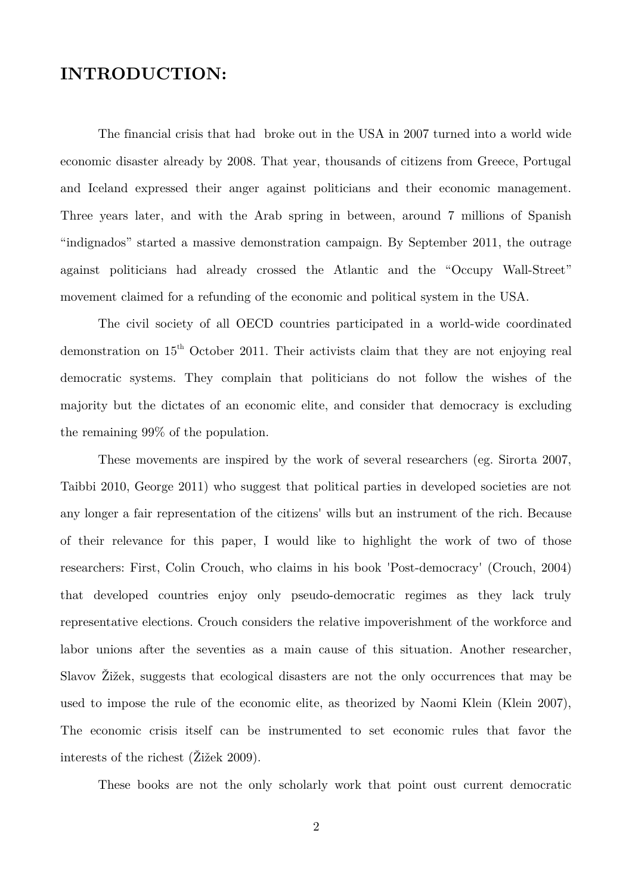## INTRODUCTION:

The financial crisis that had broke out in the USA in 2007 turned into a world wide economic disaster already by 2008. That year, thousands of citizens from Greece, Portugal and Iceland expressed their anger against politicians and their economic management. Three years later, and with the Arab spring in between, around 7 millions of Spanish "indignados" started a massive demonstration campaign. By September 2011, the outrage against politicians had already crossed the Atlantic and the "Occupy Wall-Street" movement claimed for a refunding of the economic and political system in the USA.

The civil society of all OECD countries participated in a world-wide coordinated demonstration on 15th October 2011. Their activists claim that they are not enjoying real democratic systems. They complain that politicians do not follow the wishes of the majority but the dictates of an economic elite, and consider that democracy is excluding the remaining 99% of the population.

These movements are inspired by the work of several researchers (eg. Sirorta 2007, Taibbi 2010, George 2011) who suggest that political parties in developed societies are not any longer a fair representation of the citizens' wills but an instrument of the rich. Because of their relevance for this paper, I would like to highlight the work of two of those researchers: First, Colin Crouch, who claims in his book 'Post-democracy' (Crouch, 2004) that developed countries enjoy only pseudo-democratic regimes as they lack truly representative elections. Crouch considers the relative impoverishment of the workforce and labor unions after the seventies as a main cause of this situation. Another researcher, Slavov Žižek, suggests that ecological disasters are not the only occurrences that may be used to impose the rule of the economic elite, as theorized by Naomi Klein (Klein 2007), The economic crisis itself can be instrumented to set economic rules that favor the interests of the richest (Žižek 2009).

These books are not the only scholarly work that point oust current democratic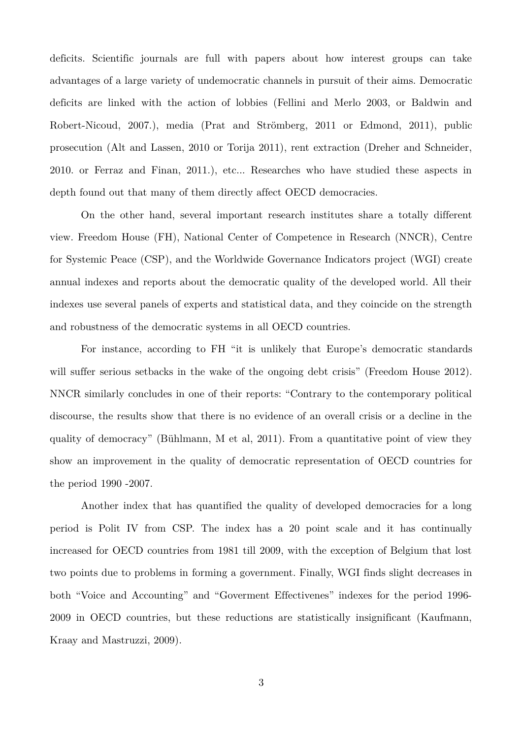deficits. Scientific journals are full with papers about how interest groups can take advantages of a large variety of undemocratic channels in pursuit of their aims. Democratic deficits are linked with the action of lobbies (Fellini and Merlo 2003, or Baldwin and Robert-Nicoud, 2007.), media (Prat and Strömberg, 2011 or Edmond, 2011), public prosecution (Alt and Lassen, 2010 or Torija 2011), rent extraction (Dreher and Schneider, 2010. or Ferraz and Finan, 2011.), etc... Researches who have studied these aspects in depth found out that many of them directly affect OECD democracies.

On the other hand, several important research institutes share a totally different view. Freedom House (FH), National Center of Competence in Research (NNCR), Centre for Systemic Peace (CSP), and the Worldwide Governance Indicators project (WGI) create annual indexes and reports about the democratic quality of the developed world. All their indexes use several panels of experts and statistical data, and they coincide on the strength and robustness of the democratic systems in all OECD countries.

For instance, according to FH "it is unlikely that Europe's democratic standards will suffer serious setbacks in the wake of the ongoing debt crisis" (Freedom House 2012). NNCR similarly concludes in one of their reports: "Contrary to the contemporary political discourse, the results show that there is no evidence of an overall crisis or a decline in the quality of democracy" (Bühlmann, M et al, 2011). From a quantitative point of view they show an improvement in the quality of democratic representation of OECD countries for the period 1990 -2007.

Another index that has quantified the quality of developed democracies for a long period is Polit IV from CSP. The index has a 20 point scale and it has continually increased for OECD countries from 1981 till 2009, with the exception of Belgium that lost two points due to problems in forming a government. Finally, WGI finds slight decreases in both "Voice and Accounting" and "Goverment Effectivenes" indexes for the period 1996-2009 in OECD countries, but these reductions are statistically insignificant (Kaufmann, Kraay and Mastruzzi, 2009).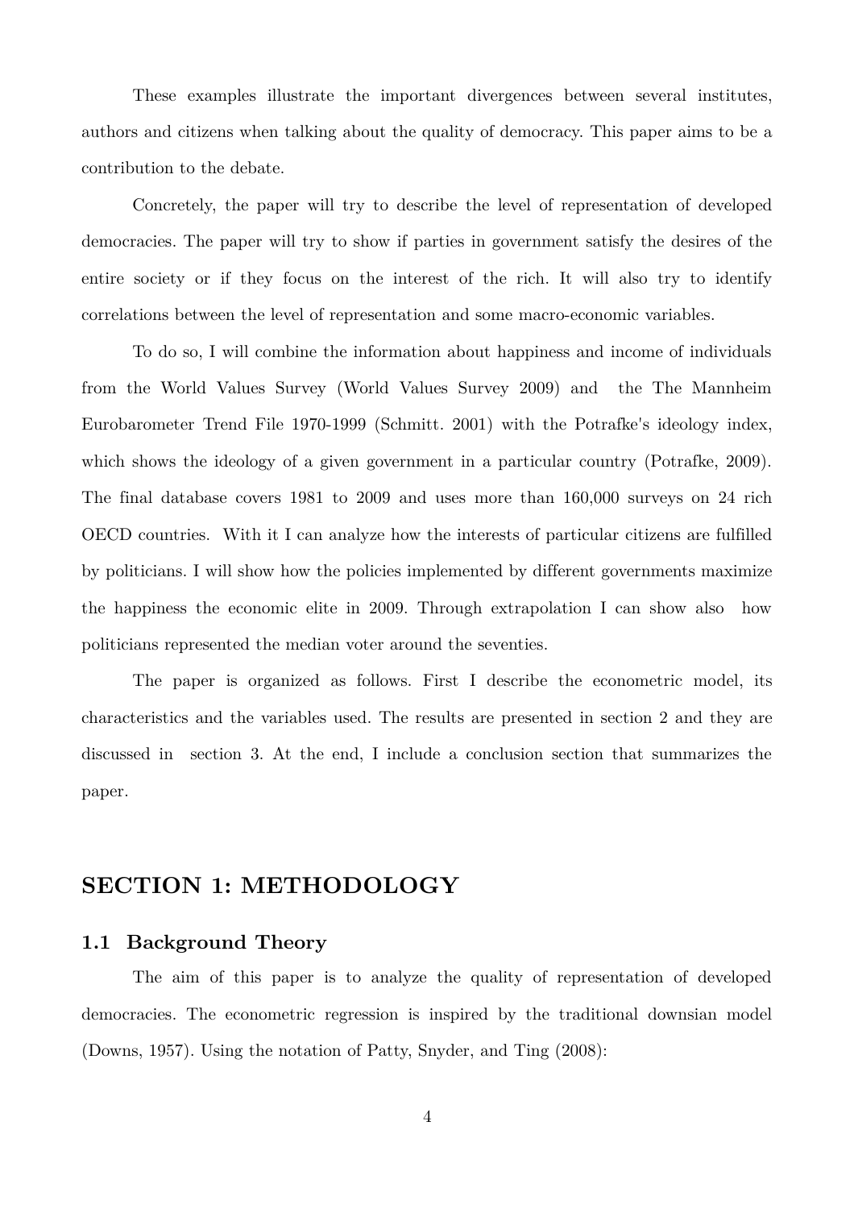These examples illustrate the important divergences between several institutes, authors and citizens when talking about the quality of democracy. This paper aims to be a contribution to the debate.

Concretely, the paper will try to describe the level of representation of developed democracies. The paper will try to show if parties in government satisfy the desires of the entire society or if they focus on the interest of the rich. It will also try to identify correlations between the level of representation and some macro-economic variables.

To do so, I will combine the information about happiness and income of individuals from the World Values Survey (World Values Survey 2009) and the The Mannheim Eurobarometer Trend File 1970-1999 (Schmitt. 2001) with the Potrafke's ideology index, which shows the ideology of a given government in a particular country (Potrafke, 2009). The final database covers 1981 to 2009 and uses more than 160,000 surveys on 24 rich OECD countries. With it I can analyze how the interests of particular citizens are fulfilled by politicians. I will show how the policies implemented by different governments maximize the happiness the economic elite in 2009. Through extrapolation I can show also how politicians represented the median voter around the seventies.

The paper is organized as follows. First I describe the econometric model, its characteristics and the variables used. The results are presented in section 2 and they are discussed in section 3. At the end, I include a conclusion section that summarizes the paper.

## SECTION 1: METHODOLOGY

### 1.1 Background Theory

The aim of this paper is to analyze the quality of representation of developed democracies. The econometric regression is inspired by the traditional downsian model (Downs, 1957). Using the notation of Patty, Snyder, and Ting (2008):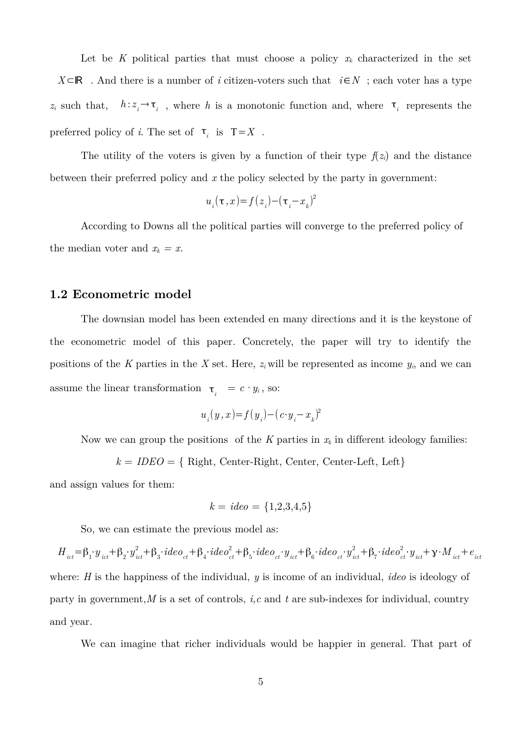Let be $K$ political parties that must choose a policy $x_k$ characterized in the set $X \subset \mathbb{R}$. And there is a number of $i$ citizen-voters such that $i \in N$; each voter has a type $z_i$ such that, $h: z_i \rightarrow \tau_i$, where $h$ is a monotonic function and, where $\tau_i$ represents the preferred policy of $i$. The set of $\tau_i$ is $T = X$.

The utility of the voters is given by a function of their type $f(z_i)$ and the distance between their preferred policy and $x$ the policy selected by the party in government:

$$u_i(\tau, x) = f(z_i) - (\tau_i - x_k)^2$$

According to Downs all the political parties will converge to the preferred policy of the median voter and $x_k = x$.

## 1.2 Econometric model

The downsian model has been extended en many directions and it is the keystone of the econometric model of this paper. Concretely, the paper will try to identify the positions of the $K$ parties in the $X$ set. Here, $z_i$ will be represented as income $y_i$, and we can assume the linear transformation $\tau_i = c \cdot y_i$, so:

$$u_i(y, x) = f(y_i) - (c \cdot y_i - x_k)^2$$

Now we can group the positions of the $K$ parties in $x_k$ in different ideology families:

$$k = IDEO = \{\text{ Right, Center-Right, Center, Center-Left, Left}\}$$

and assign values for them:

$$k = ideo = \{1,2,3,4,5\}$$

So, we can estimate the previous model as:

$$H_{ict} = \beta_1 \cdot y_{ict} + \beta_2 \cdot y_{ict}^2 + \beta_3 \cdot ideo_{ct} + \beta_4 \cdot ideo_{ct}^2 + \beta_5 \cdot ideo_{ct} \cdot y_{ict} + \beta_6 \cdot ideo_{ct} \cdot y_{ict}^2 + \beta_7 \cdot ideo_{ct}^2 \cdot y_{ict} + \gamma \cdot M_{ict} + e_{ict}$$

where: $H$ is the happiness of the individual, $y$ is income of an individual, *ideo* is ideology of party in government, $M$ is a set of controls, $i, c$ and $t$ are sub-indexes for individual, country and year.

We can imagine that richer individuals would be happier in general. That part of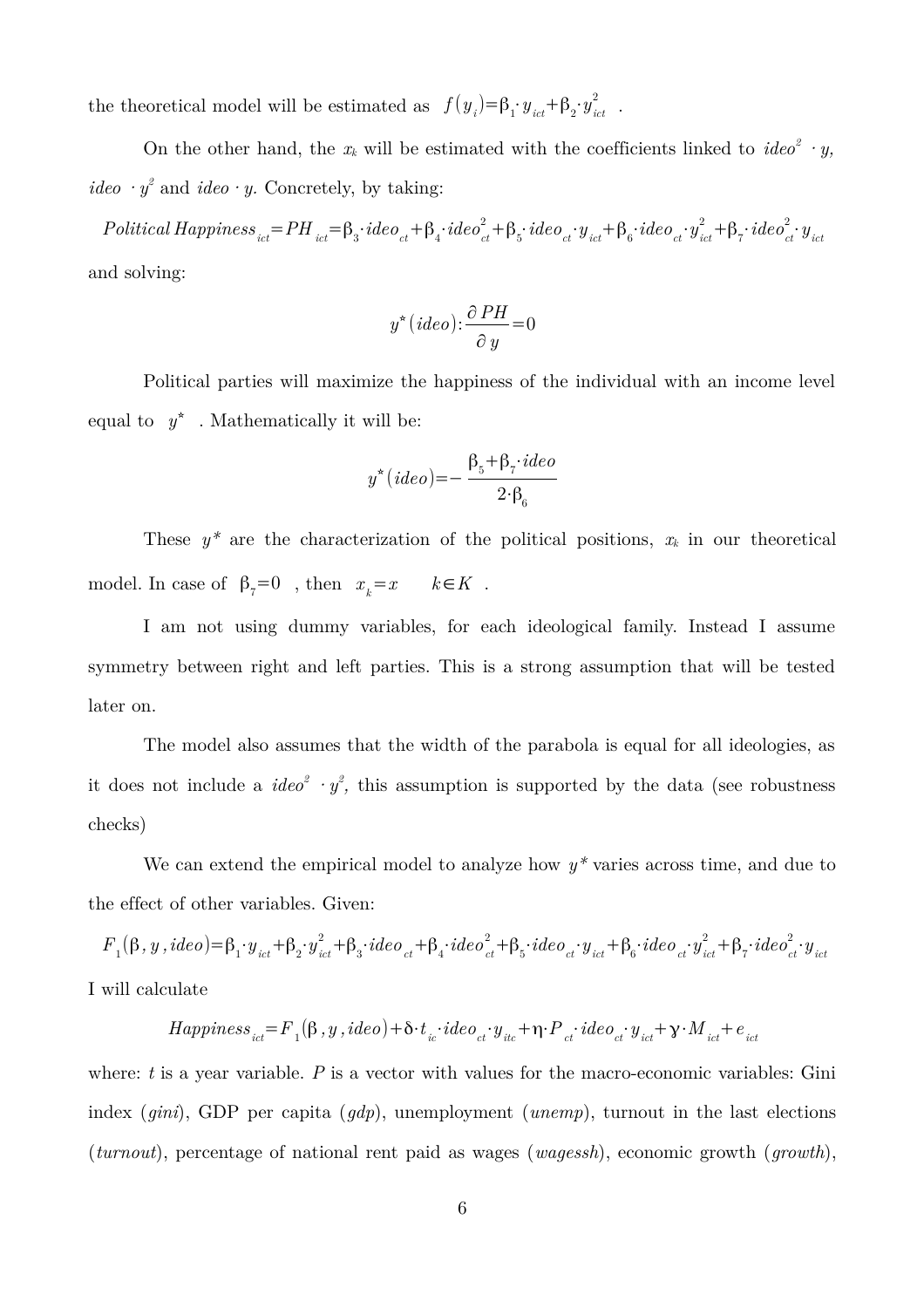the theoretical model will be estimated as $f(y_i)=\beta_1 \cdot y_{ict}+\beta_2 \cdot y_{ict}^2$ .

On the other hand, the $x_k$ will be estimated with the coefficients linked to $ideo^2 \cdot y$, $ideo \cdot y^2$ and $ideo \cdot y$. Concretely, by taking:

$$Political\,Happiness_{ict}=PH_{ict}=\beta_3 \cdot ideo_{ct}+\beta_4 \cdot ideo_{ct}^2+\beta_5 \cdot ideo_{ct} \cdot y_{ict}+\beta_6 \cdot ideo_{ct} \cdot y_{ict}^2+\beta_7 \cdot ideo_{ct}^2 \cdot y_{ict}$$

and solving:

$$y^*(ideo): \frac{\partial PH}{\partial y}=0$$

Political parties will maximize the happiness of the individual with an income level equal to $y^*$ . Mathematically it will be:

$$y^*(ideo)=-\frac{\beta_5+\beta_7 \cdot ideo}{2 \cdot \beta_6}$$

These $y^*$ are the characterization of the political positions, $x_k$ in our theoretical model. In case of $\beta_7=0$ , then $x_k=x \quad k \in K$ .

I am not using dummy variables, for each ideological family. Instead I assume symmetry between right and left parties. This is a strong assumption that will be tested later on.

The model also assumes that the width of the parabola is equal for all ideologies, as it does not include a $ideo^2 \cdot y^2$, this assumption is supported by the data (see robustness checks)

We can extend the empirical model to analyze how $y^*$ varies across time, and due to the effect of other variables. Given:

$$F_1(\beta, y, ideo)=\beta_1 \cdot y_{ict}+\beta_2 \cdot y_{ict}^2+\beta_3 \cdot ideo_{ct}+\beta_4 \cdot ideo_{ct}^2+\beta_5 \cdot ideo_{ct} \cdot y_{ict}+\beta_6 \cdot ideo_{ct} \cdot y_{ict}^2+\beta_7 \cdot ideo_{ct}^2 \cdot y_{ict}$$

I will calculate

$$Happiness_{ict}=F_1(\beta, y, ideo)+\delta \cdot t_{ic} \cdot ideo_{ct} \cdot y_{itc}+\eta \cdot P_{ct} \cdot ideo_{ct} \cdot y_{ict}+\gamma \cdot M_{ict}+e_{ict}$$

where: $t$ is a year variable. $P$ is a vector with values for the macro-economic variables: Gini index (*gini*), GDP per capita (*gdp*), unemployment (*unemp*), turnout in the last elections (*turnout*), percentage of national rent paid as wages (*wagessh*), economic growth (*growth*),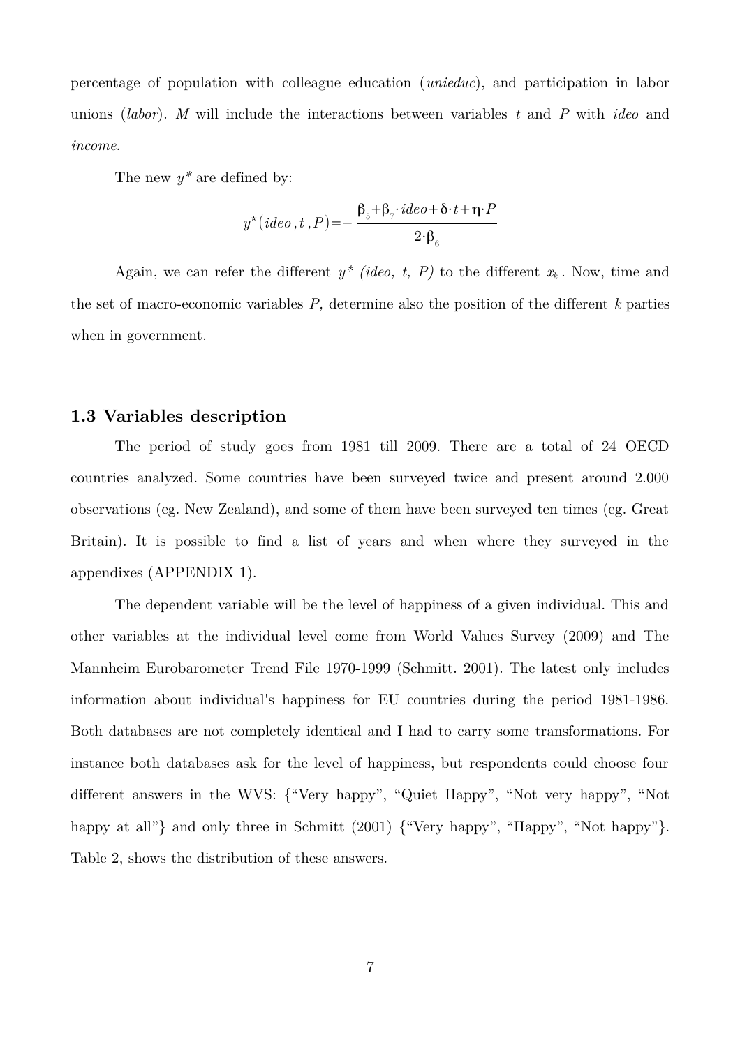percentage of population with colleague education (*unieduc*), and participation in labor unions (*labor*). *M* will include the interactions between variables *t* and *P* with *ideo* and *income*.

The new $y^*$ are defined by:

$$y^*(ideo, t, P) = -\frac{\beta_5 + \beta_7 \cdot ideo + \delta \cdot t + \eta \cdot P}{2 \cdot \beta_6}$$

Again, we can refer the different $y^*$ *(ideo, t, P)* to the different $x_k$. Now, time and the set of macro-economic variables *P,* determine also the position of the different *k* parties when in government.

### 1.3 Variables description

The period of study goes from 1981 till 2009. There are a total of 24 OECD countries analyzed. Some countries have been surveyed twice and present around 2.000 observations (eg. New Zealand), and some of them have been surveyed ten times (eg. Great Britain). It is possible to find a list of years and when where they surveyed in the appendixes (APPENDIX 1).

The dependent variable will be the level of happiness of a given individual. This and other variables at the individual level come from World Values Survey (2009) and The Mannheim Eurobarometer Trend File 1970-1999 (Schmitt. 2001). The latest only includes information about individual's happiness for EU countries during the period 1981-1986. Both databases are not completely identical and I had to carry some transformations. For instance both databases ask for the level of happiness, but respondents could choose four different answers in the WVS: {"Very happy", "Quiet Happy", "Not very happy", "Not happy at all"} and only three in Schmitt (2001) {"Very happy", "Happy", "Not happy"}. Table 2, shows the distribution of these answers.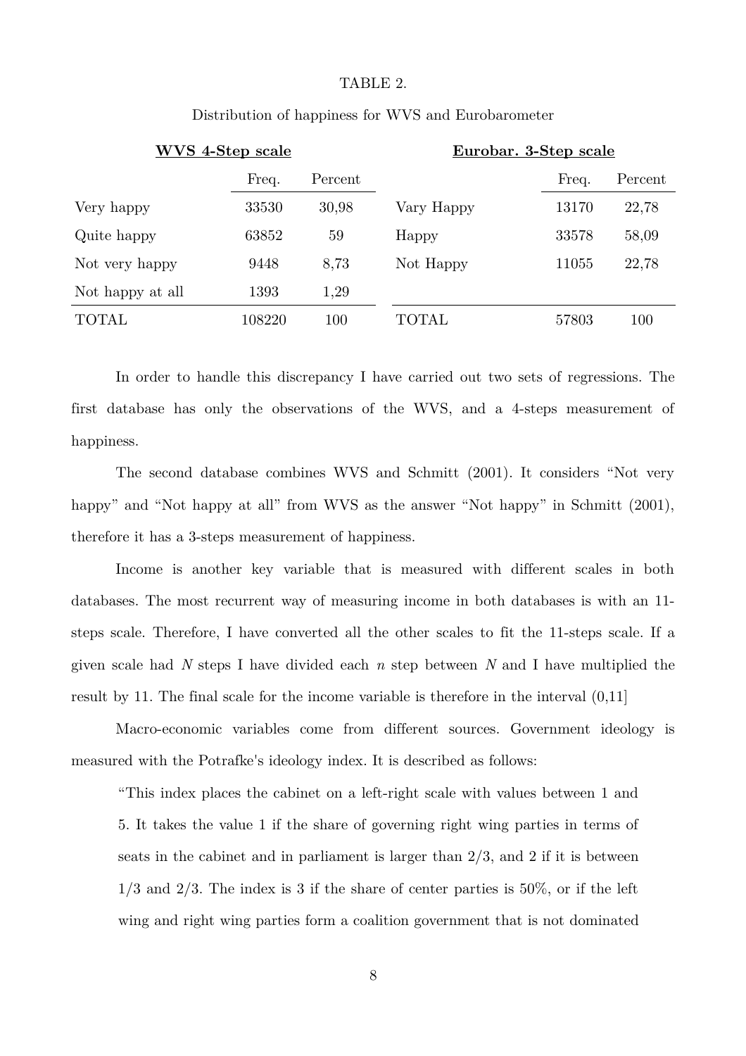TABLE 2.

Distribution of happiness for WVS and Eurobarometer

| **WVS 4-Step scale** | | | **Eurobar. 3-Step scale** | | |
|---|---|---|---|---|---|
| | Freq. | Percent | | Freq. | Percent |
| Very happy | 33530 | 30,98 | Vary Happy | 13170 | 22,78 |
| Quite happy | 63852 | 59 | Happy | 33578 | 58,09 |
| Not very happy | 9448 | 8,73 | Not Happy | 11055 | 22,78 |
| Not happy at all | 1393 | 1,29 | | | |
| TOTAL | 108220 | 100 | TOTAL | 57803 | 100 |

In order to handle this discrepancy I have carried out two sets of regressions. The first database has only the observations of the WVS, and a 4-steps measurement of happiness.

The second database combines WVS and Schmitt (2001). It considers "Not very happy" and "Not happy at all" from WVS as the answer "Not happy" in Schmitt (2001), therefore it has a 3-steps measurement of happiness.

Income is another key variable that is measured with different scales in both databases. The most recurrent way of measuring income in both databases is with an 11-steps scale. Therefore, I have converted all the other scales to fit the 11-steps scale. If a given scale had *N* steps I have divided each *n* step between *N* and I have multiplied the result by 11. The final scale for the income variable is therefore in the interval (0,11]

Macro-economic variables come from different sources. Government ideology is measured with the Potrafke's ideology index. It is described as follows:

> "This index places the cabinet on a left-right scale with values between 1 and 5. It takes the value 1 if the share of governing right wing parties in terms of seats in the cabinet and in parliament is larger than 2/3, and 2 if it is between 1/3 and 2/3. The index is 3 if the share of center parties is 50%, or if the left wing and right wing parties form a coalition government that is not dominated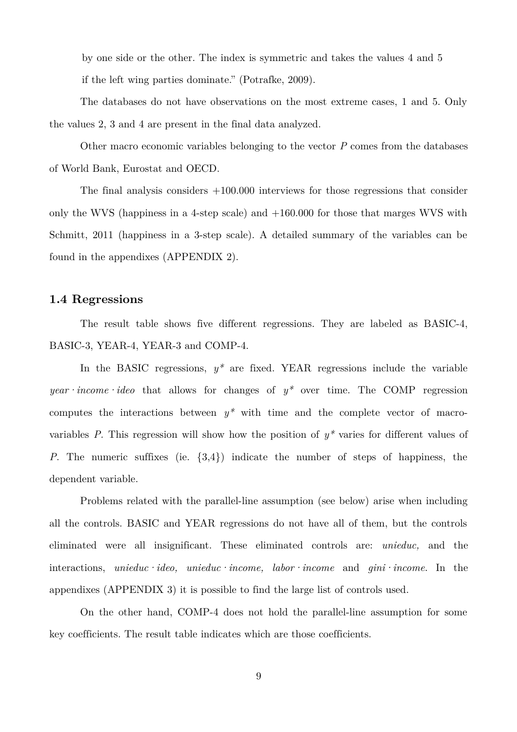by one side or the other. The index is symmetric and takes the values 4 and 5 if the left wing parties dominate." (Potrafke, 2009).

The databases do not have observations on the most extreme cases, 1 and 5. Only the values 2, 3 and 4 are present in the final data analyzed.

Other macro economic variables belonging to the vector $P$ comes from the databases of World Bank, Eurostat and OECD.

The final analysis considers +100.000 interviews for those regressions that consider only the WVS (happiness in a 4-step scale) and +160.000 for those that marges WVS with Schmitt, 2011 (happiness in a 3-step scale). A detailed summary of the variables can be found in the appendixes (APPENDIX 2).

### 1.4 Regressions

The result table shows five different regressions. They are labeled as BASIC-4, BASIC-3, YEAR-4, YEAR-3 and COMP-4.

In the BASIC regressions, $y^*$ are fixed. YEAR regressions include the variable $year \cdot income \cdot ideo$ that allows for changes of $y^*$ over time. The COMP regression computes the interactions between $y^*$ with time and the complete vector of macro-variables $P$. This regression will show how the position of $y^*$ varies for different values of $P$. The numeric suffixes (ie. {3,4}) indicate the number of steps of happiness, the dependent variable.

Problems related with the parallel-line assumption (see below) arise when including all the controls. BASIC and YEAR regressions do not have all of them, but the controls eliminated were all insignificant. These eliminated controls are: *unieduc,* and the interactions, $unieduc \cdot ideo$, $unieduc \cdot income$, $labor \cdot income$ and $gini \cdot income$. In the appendixes (APPENDIX 3) it is possible to find the large list of controls used.

On the other hand, COMP-4 does not hold the parallel-line assumption for some key coefficients. The result table indicates which are those coefficients.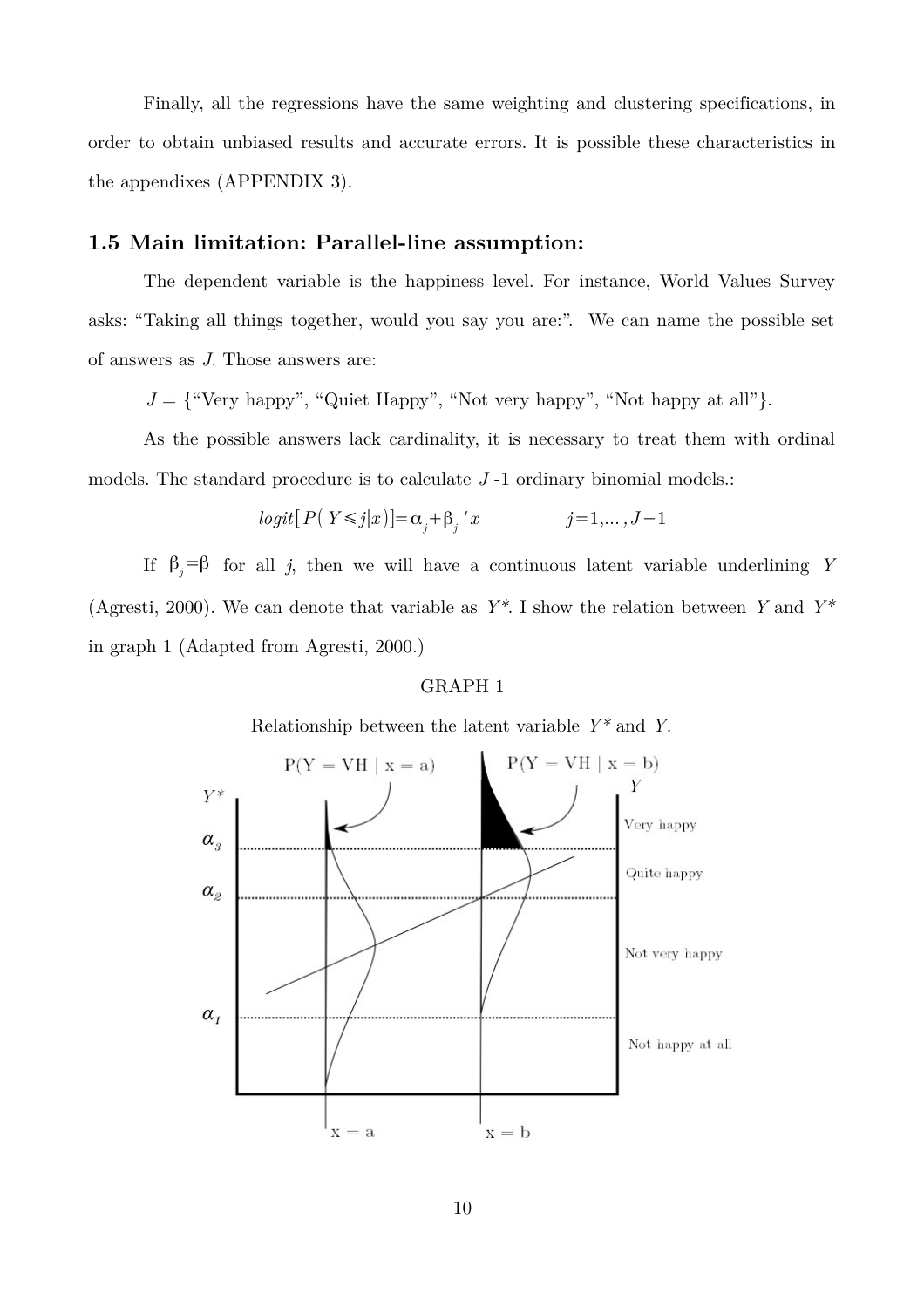Finally, all the regressions have the same weighting and clustering specifications, in order to obtain unbiased results and accurate errors. It is possible these characteristics in the appendixes (APPENDIX 3).

### 1.5 Main limitation: Parallel-line assumption:

The dependent variable is the happiness level. For instance, World Values Survey asks: "Taking all things together, would you say you are:". We can name the possible set of answers as *J*. Those answers are:

$J$ = {"Very happy", "Quiet Happy", "Not very happy", "Not happy at all"}.

As the possible answers lack cardinality, it is necessary to treat them with ordinal models. The standard procedure is to calculate $J$ -1 ordinary binomial models.:

$$logit[P(Y \leqslant j|x)] = \alpha_j + \beta_j{}'x \qquad j=1,\ldots,J-1$$

If $\beta_j = \beta$ for all *j*, then we will have a continuous latent variable underlining $Y$ (Agresti, 2000). We can denote that variable as $Y^*$. I show the relation between $Y$ and $Y^*$ in graph 1 (Adapted from Agresti, 2000.)

GRAPH 1

Relationship between the latent variable $Y^*$ and $Y$.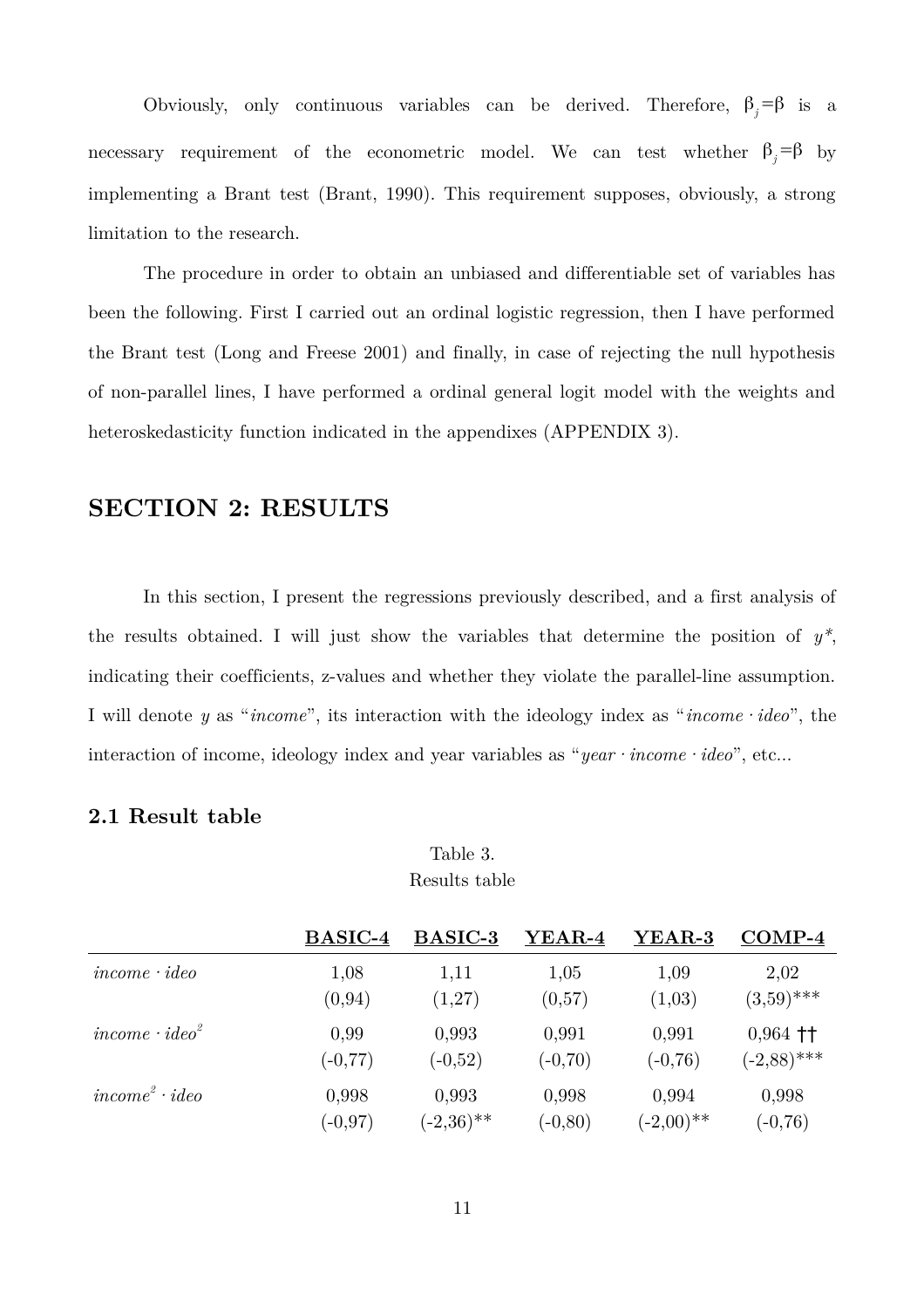Obviously, only continuous variables can be derived. Therefore, $\beta_j=\beta$ is a necessary requirement of the econometric model. We can test whether $\beta_j=\beta$ by implementing a Brant test (Brant, 1990). This requirement supposes, obviously, a strong limitation to the research.

The procedure in order to obtain an unbiased and differentiable set of variables has been the following. First I carried out an ordinal logistic regression, then I have performed the Brant test (Long and Freese 2001) and finally, in case of rejecting the null hypothesis of non-parallel lines, I have performed a ordinal general logit model with the weights and heteroskedasticity function indicated in the appendixes (APPENDIX 3).

# SECTION 2: RESULTS

In this section, I present the regressions previously described, and a first analysis of the results obtained. I will just show the variables that determine the position of $y^*$, indicating their coefficients, z-values and whether they violate the parallel-line assumption. I will denote $y$ as "*income*", its interaction with the ideology index as "*income · ideo*", the interaction of income, ideology index and year variables as "*year · income · ideo*", etc...

## 2.1 Result table

Table 3.
Results table

| | BASIC-4 | BASIC-3 | YEAR-4 | YEAR-3 | COMP-4 |
|---|---|---|---|---|---|
| $income \cdot ideo$ | 1,08 | 1,11 | 1,05 | 1,09 | 2,02 |
| | (0,94) | (1,27) | (0,57) | (1,03) | (3,59)*** |
| $income \cdot ideo^2$ | 0,99 | 0,993 | 0,991 | 0,991 | 0,964 †† |
| | (-0,77) | (-0,52) | (-0,70) | (-0,76) | (-2,88)*** |
| $income^2 \cdot ideo$ | 0,998 | 0,993 | 0,998 | 0,994 | 0,998 |
| | (-0,97) | (-2,36)** | (-0,80) | (-2,00)** | (-0,76) |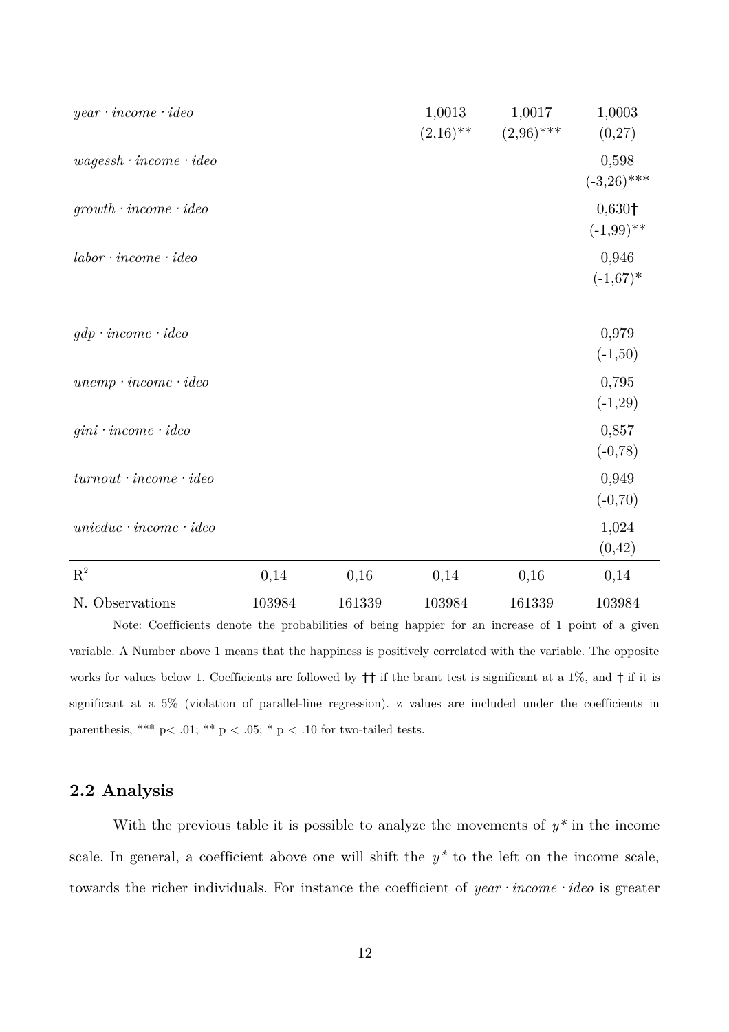| | (1) | (2) | (3) | (4) | (5) |
|---|---|---|---|---|---|
| $year \cdot income \cdot ideo$ | | | 1,0013<br>(2,16)** | 1,0017<br>(2,96)*** | 1,0003<br>(0,27) |
| $wagessh \cdot income \cdot ideo$ | | | | | 0,598<br>(-3,26)*** |
| $growth \cdot income \cdot ideo$ | | | | | 0,630†<br>(-1,99)** |
| $labor \cdot income \cdot ideo$ | | | | | 0,946<br>(-1,67)* |
| $gdp \cdot income \cdot ideo$ | | | | | 0,979<br>(-1,50) |
| $unemp \cdot income \cdot ideo$ | | | | | 0,795<br>(-1,29) |
| $gini \cdot income \cdot ideo$ | | | | | 0,857<br>(-0,78) |
| $turnout \cdot income \cdot ideo$ | | | | | 0,949<br>(-0,70) |
| $unieduc \cdot income \cdot ideo$ | | | | | 1,024<br>(0,42) |
| $R^2$ | 0,14 | 0,16 | 0,14 | 0,16 | 0,14 |
| N. Observations | 103984 | 161339 | 103984 | 161339 | 103984 |

Note: Coefficients denote the probabilities of being happier for an increase of 1 point of a given variable. A Number above 1 means that the happiness is positively correlated with the variable. The opposite works for values below 1. Coefficients are followed by †† if the brant test is significant at a 1%, and † if it is significant at a 5% (violation of parallel-line regression). z values are included under the coefficients in parenthesis, *** p< .01; ** p < .05; * p < .10 for two-tailed tests.

## 2.2 Analysis

With the previous table it is possible to analyze the movements of $y^*$ in the income scale. In general, a coefficient above one will shift the $y^*$ to the left on the income scale, towards the richer individuals. For instance the coefficient of $year \cdot income \cdot ideo$ is greater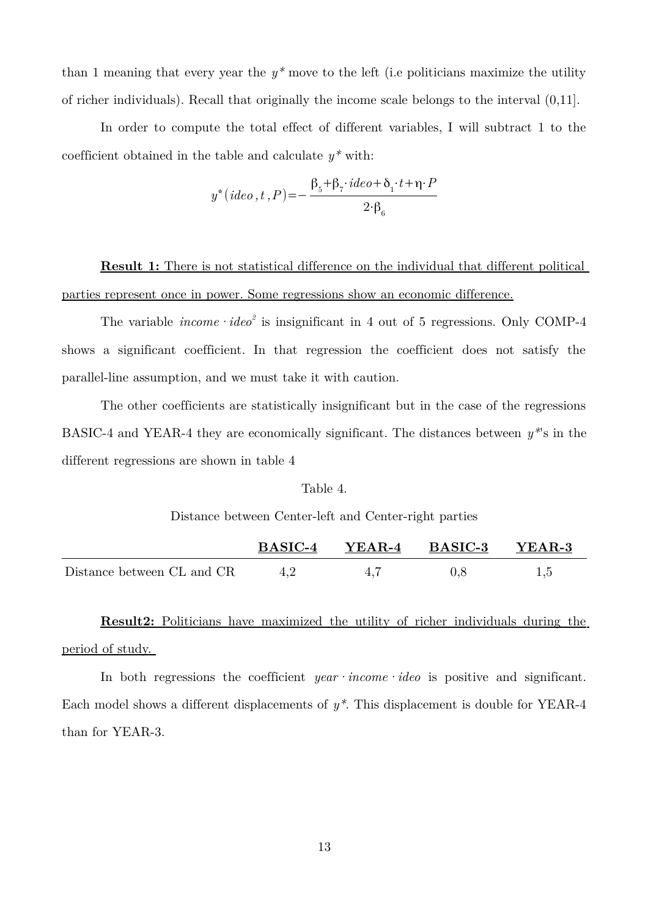than 1 meaning that every year the $y^*$ move to the left (i.e politicians maximize the utility of richer individuals). Recall that originally the income scale belongs to the interval (0,11].

In order to compute the total effect of different variables, I will subtract 1 to the coefficient obtained in the table and calculate $y^*$ with:

$$y^*(ideo, t, P) = -\frac{\beta_5 + \beta_7 \cdot ideo + \delta_1 \cdot t + \eta \cdot P}{2 \cdot \beta_6}$$

**Result 1:** There is not statistical difference on the individual that different political parties represent once in power. Some regressions show an economic difference.

The variable $income \cdot ideo^2$ is insignificant in 4 out of 5 regressions. Only COMP-4 shows a significant coefficient. In that regression the coefficient does not satisfy the parallel-line assumption, and we must take it with caution.

The other coefficients are statistically insignificant but in the case of the regressions BASIC-4 and YEAR-4 they are economically significant. The distances between $y^*$'s in the different regressions are shown in table 4

Table 4.

Distance between Center-left and Center-right parties

| | **BASIC-4** | **YEAR-4** | **BASIC-3** | **YEAR-3** |
|---|---|---|---|---|
| Distance between CL and CR | 4,2 | 4,7 | 0,8 | 1,5 |

**Result2:** Politicians have maximized the utility of richer individuals during the period of study.

In both regressions the coefficient $year \cdot income \cdot ideo$ is positive and significant. Each model shows a different displacements of $y^*$. This displacement is double for YEAR-4 than for YEAR-3.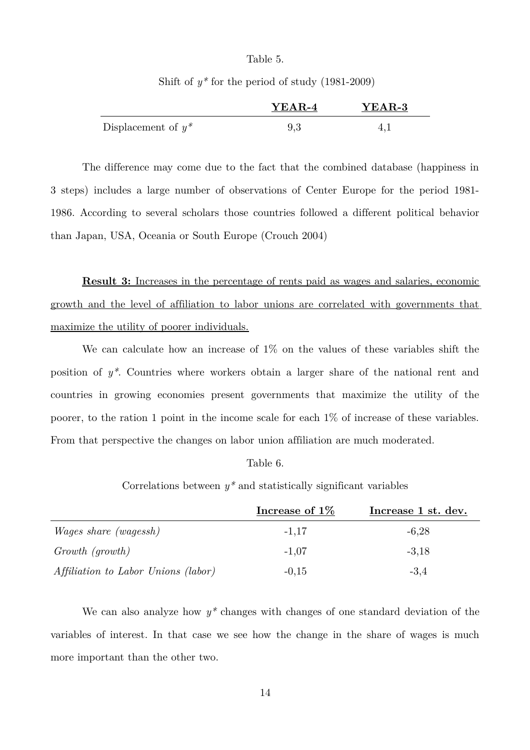Table 5.

Shift of $y^*$ for the period of study (1981-2009)

| | YEAR-4 | YEAR-3 |
|---|---|---|
| Displacement of $y^*$ | 9,3 | 4,1 |

The difference may come due to the fact that the combined database (happiness in 3 steps) includes a large number of observations of Center Europe for the period 1981-1986. According to several scholars those countries followed a different political behavior than Japan, USA, Oceania or South Europe (Crouch 2004)

**Result 3:** Increases in the percentage of rents paid as wages and salaries, economic growth and the level of affiliation to labor unions are correlated with governments that maximize the utility of poorer individuals.

We can calculate how an increase of 1% on the values of these variables shift the position of $y^*$. Countries where workers obtain a larger share of the national rent and countries in growing economies present governments that maximize the utility of the poorer, to the ration 1 point in the income scale for each 1% of increase of these variables. From that perspective the changes on labor union affiliation are much moderated.

Table 6.

Correlations between $y^*$ and statistically significant variables

| | Increase of 1% | Increase 1 st. dev. |
|---|---|---|
| *Wages share (wagessh)* | -1,17 | -6,28 |
| *Growth (growth)* | -1,07 | -3,18 |
| *Affiliation to Labor Unions (labor)* | -0,15 | -3,4 |

We can also analyze how $y^*$ changes with changes of one standard deviation of the variables of interest. In that case we see how the change in the share of wages is much more important than the other two.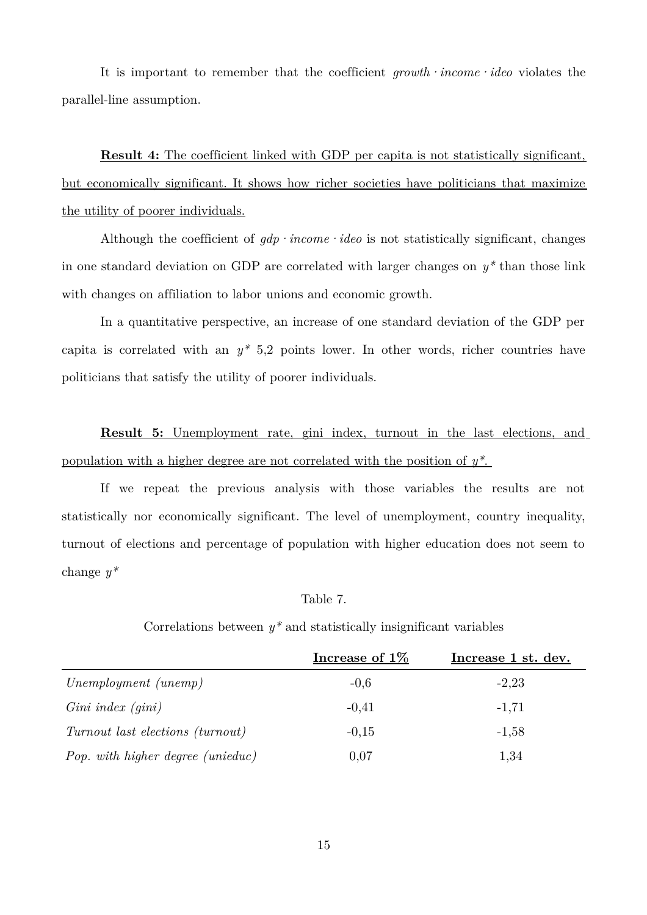It is important to remember that the coefficient *growth · income · ideo* violates the parallel-line assumption.

**Result 4:** <u>The coefficient linked with GDP per capita is not statistically significant, but economically significant. It shows how richer societies have politicians that maximize the utility of poorer individuals.</u>

Although the coefficient of *gdp · income · ideo* is not statistically significant, changes in one standard deviation on GDP are correlated with larger changes on $y^*$ than those link with changes on affiliation to labor unions and economic growth.

In a quantitative perspective, an increase of one standard deviation of the GDP per capita is correlated with an $y^*$ 5,2 points lower. In other words, richer countries have politicians that satisfy the utility of poorer individuals.

**Result 5:** <u>Unemployment rate, gini index, turnout in the last elections, and population with a higher degree are not correlated with the position of $y^*$.</u>

If we repeat the previous analysis with those variables the results are not statistically nor economically significant. The level of unemployment, country inequality, turnout of elections and percentage of population with higher education does not seem to change $y^*$

Table 7.

Correlations between $y^*$ and statistically insignificant variables

| | **Increase of 1%** | **Increase 1 st. dev.** |
|---|---|---|
| *Unemployment (unemp)* | -0,6 | -2,23 |
| *Gini index (gini)* | -0,41 | -1,71 |
| *Turnout last elections (turnout)* | -0,15 | -1,58 |
| *Pop. with higher degree (unieduc)* | 0,07 | 1,34 |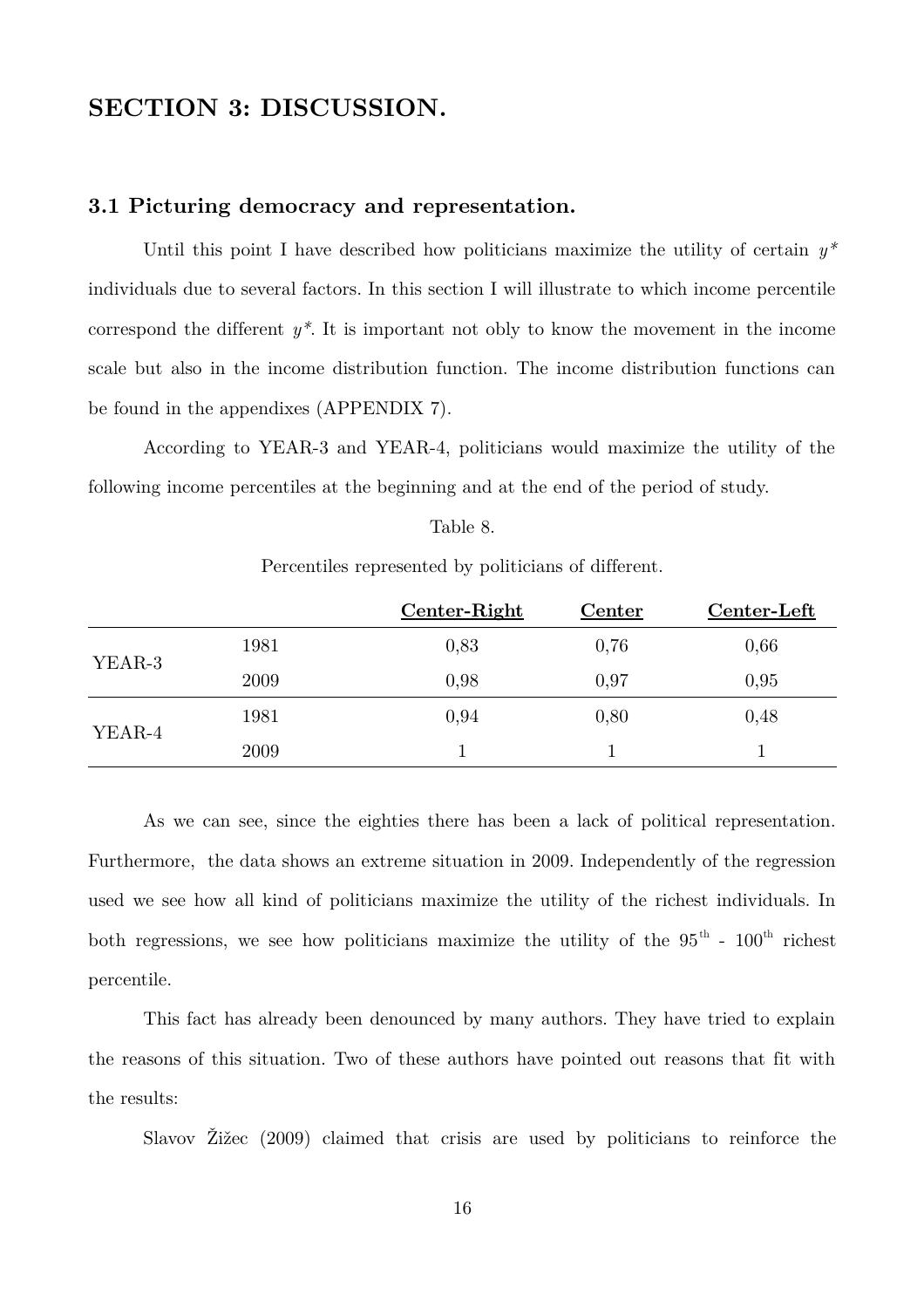## SECTION 3: DISCUSSION.

### 3.1 Picturing democracy and representation.

Until this point I have described how politicians maximize the utility of certain $y^*$ individuals due to several factors. In this section I will illustrate to which income percentile correspond the different $y^*$. It is important not obly to know the movement in the income scale but also in the income distribution function. The income distribution functions can be found in the appendixes (APPENDIX 7).

According to YEAR-3 and YEAR-4, politicians would maximize the utility of the following income percentiles at the beginning and at the end of the period of study.

Table 8.

Percentiles represented by politicians of different.

| | | Center-Right | Center | Center-Left |
|---|---|---|---|---|
| YEAR-3 | 1981 | 0,83 | 0,76 | 0,66 |
| | 2009 | 0,98 | 0,97 | 0,95 |
| YEAR-4 | 1981 | 0,94 | 0,80 | 0,48 |
| | 2009 | 1 | 1 | 1 |

As we can see, since the eighties there has been a lack of political representation. Furthermore, the data shows an extreme situation in 2009. Independently of the regression used we see how all kind of politicians maximize the utility of the richest individuals. In both regressions, we see how politicians maximize the utility of the $95^{th}$ - $100^{th}$ richest percentile.

This fact has already been denounced by many authors. They have tried to explain the reasons of this situation. Two of these authors have pointed out reasons that fit with the results:

Slavov Žižec (2009) claimed that crisis are used by politicians to reinforce the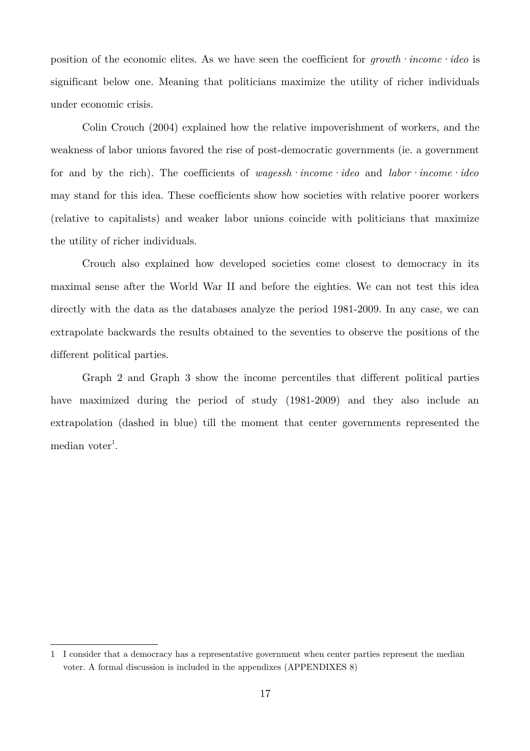position of the economic elites. As we have seen the coefficient for $growth \cdot income \cdot ideo$ is significant below one. Meaning that politicians maximize the utility of richer individuals under economic crisis.

Colin Crouch (2004) explained how the relative impoverishment of workers, and the weakness of labor unions favored the rise of post-democratic governments (ie. a government for and by the rich). The coefficients of $wagessh \cdot income \cdot ideo$ and $labor \cdot income \cdot ideo$ may stand for this idea. These coefficients show how societies with relative poorer workers (relative to capitalists) and weaker labor unions coincide with politicians that maximize the utility of richer individuals.

Crouch also explained how developed societies come closest to democracy in its maximal sense after the World War II and before the eighties. We can not test this idea directly with the data as the databases analyze the period 1981-2009. In any case, we can extrapolate backwards the results obtained to the seventies to observe the positions of the different political parties.

Graph 2 and Graph 3 show the income percentiles that different political parties have maximized during the period of study (1981-2009) and they also include an extrapolation (dashed in blue) till the moment that center governments represented the median voter[1].

---

1 I consider that a democracy has a representative government when center parties represent the median voter. A formal discussion is included in the appendixes (APPENDIXES 8)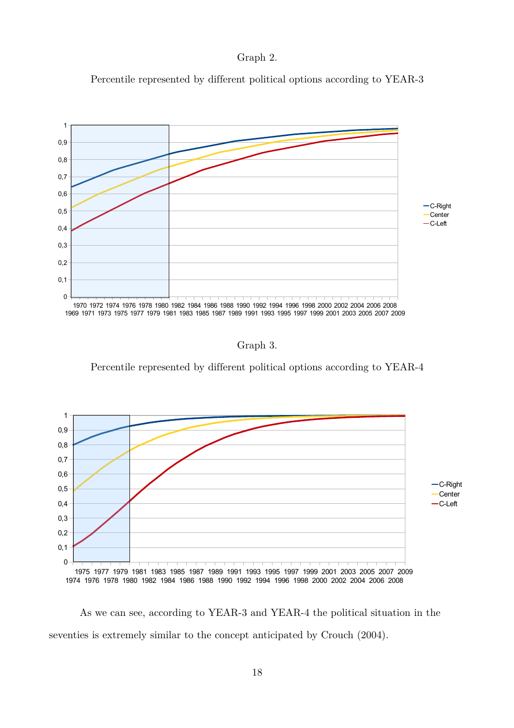Graph 2.

Percentile represented by different political options according to YEAR-3

Graph 3.

Percentile represented by different political options according to YEAR-4

As we can see, according to YEAR-3 and YEAR-4 the political situation in the seventies is extremely similar to the concept anticipated by Crouch (2004).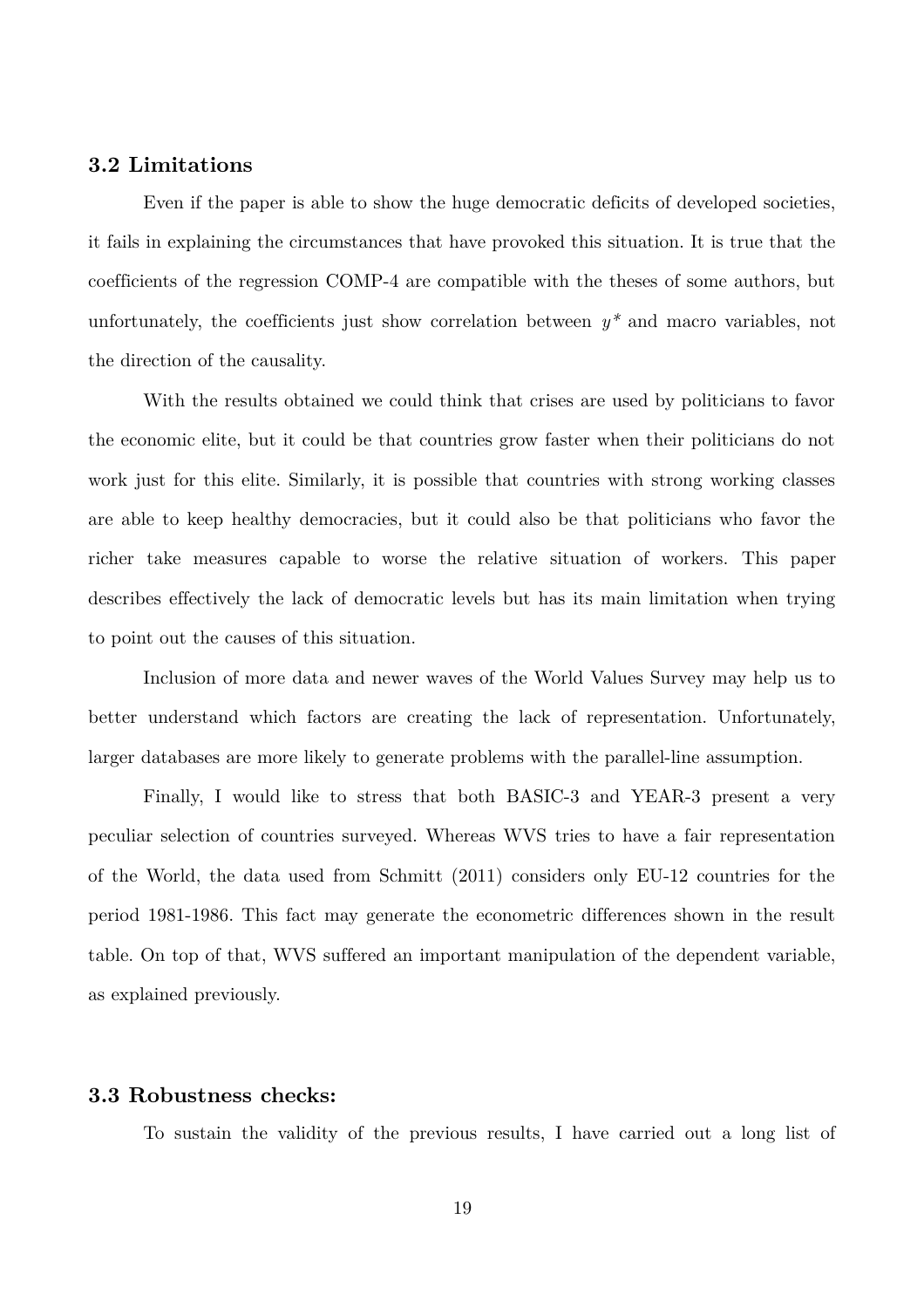### 3.2 Limitations

Even if the paper is able to show the huge democratic deficits of developed societies, it fails in explaining the circumstances that have provoked this situation. It is true that the coefficients of the regression COMP-4 are compatible with the theses of some authors, but unfortunately, the coefficients just show correlation between $y^*$ and macro variables, not the direction of the causality.

With the results obtained we could think that crises are used by politicians to favor the economic elite, but it could be that countries grow faster when their politicians do not work just for this elite. Similarly, it is possible that countries with strong working classes are able to keep healthy democracies, but it could also be that politicians who favor the richer take measures capable to worse the relative situation of workers. This paper describes effectively the lack of democratic levels but has its main limitation when trying to point out the causes of this situation.

Inclusion of more data and newer waves of the World Values Survey may help us to better understand which factors are creating the lack of representation. Unfortunately, larger databases are more likely to generate problems with the parallel-line assumption.

Finally, I would like to stress that both BASIC-3 and YEAR-3 present a very peculiar selection of countries surveyed. Whereas WVS tries to have a fair representation of the World, the data used from Schmitt (2011) considers only EU-12 countries for the period 1981-1986. This fact may generate the econometric differences shown in the result table. On top of that, WVS suffered an important manipulation of the dependent variable, as explained previously.

### 3.3 Robustness checks:

To sustain the validity of the previous results, I have carried out a long list of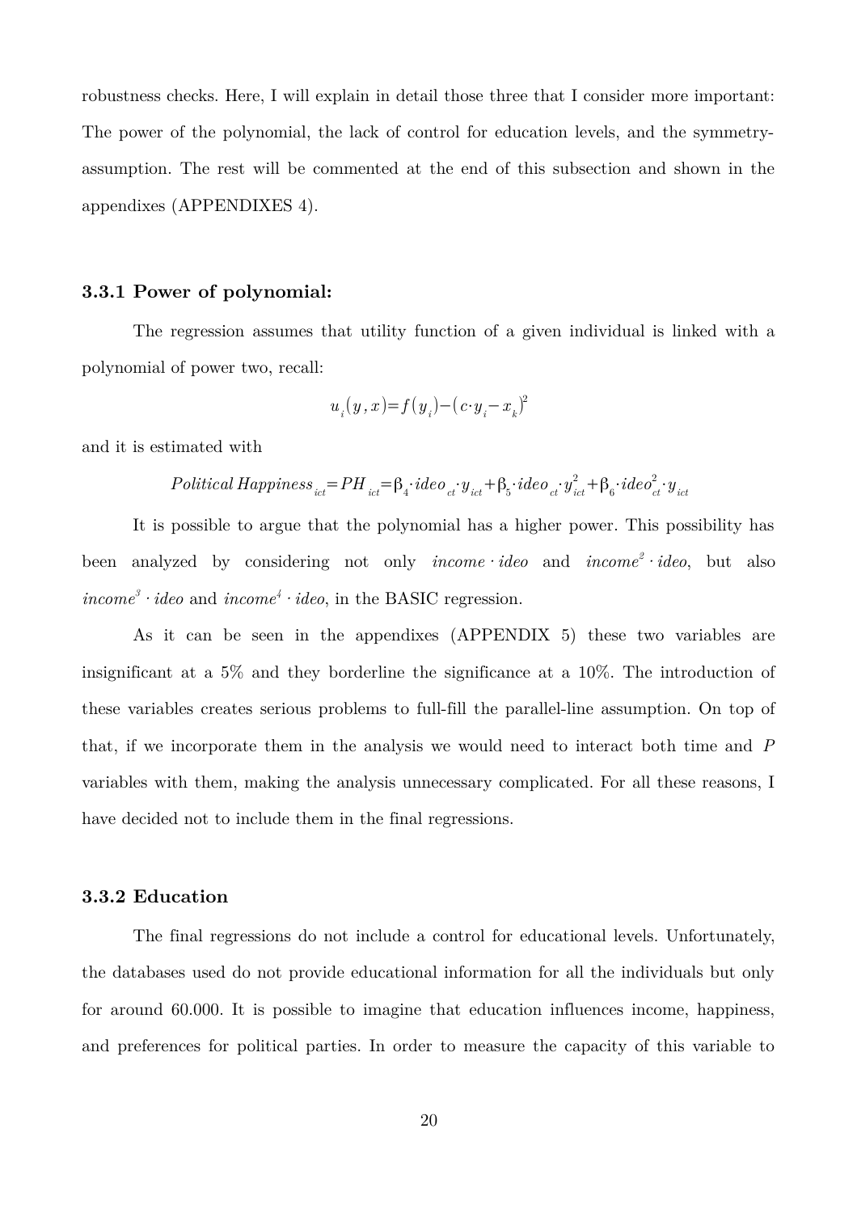robustness checks. Here, I will explain in detail those three that I consider more important: The power of the polynomial, the lack of control for education levels, and the symmetry-assumption. The rest will be commented at the end of this subsection and shown in the appendixes (APPENDIXES 4).

### 3.3.1 Power of polynomial:

The regression assumes that utility function of a given individual is linked with a polynomial of power two, recall:

$$u_i(y,x)=f(y_i)-(c\cdot y_i-x_k)^2$$

and it is estimated with

$$Political\,Happiness_{ict}=PH_{ict}=\beta_4\cdot ideo_{ct}\cdot y_{ict}+\beta_5\cdot ideo_{ct}\cdot y_{ict}^2+\beta_6\cdot ideo_{ct}^2\cdot y_{ict}$$

It is possible to argue that the polynomial has a higher power. This possibility has been analyzed by considering not only $income \cdot ideo$ and $income^2 \cdot ideo$, but also $income^3 \cdot ideo$ and $income^4 \cdot ideo$, in the BASIC regression.

As it can be seen in the appendixes (APPENDIX 5) these two variables are insignificant at a 5% and they borderline the significance at a 10%. The introduction of these variables creates serious problems to full-fill the parallel-line assumption. On top of that, if we incorporate them in the analysis we would need to interact both time and *P* variables with them, making the analysis unnecessary complicated. For all these reasons, I have decided not to include them in the final regressions.

### 3.3.2 Education

The final regressions do not include a control for educational levels. Unfortunately, the databases used do not provide educational information for all the individuals but only for around 60.000. It is possible to imagine that education influences income, happiness, and preferences for political parties. In order to measure the capacity of this variable to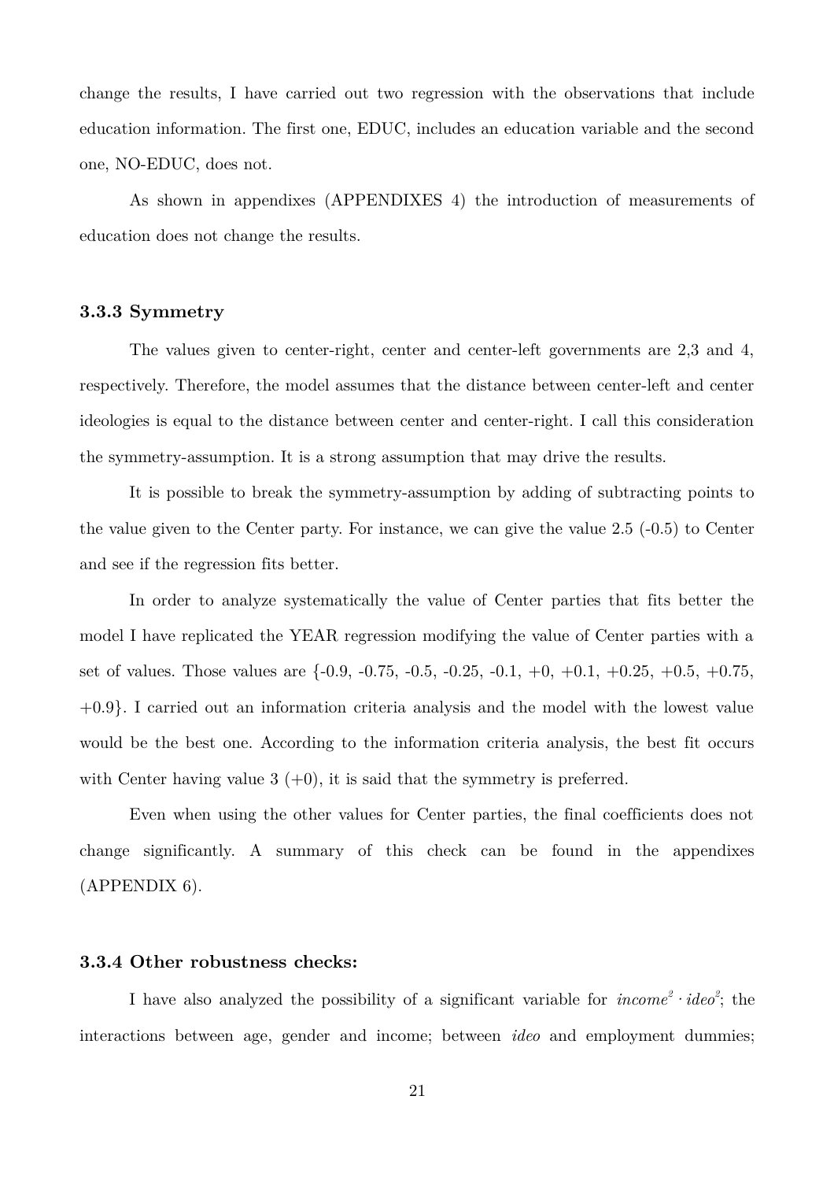change the results, I have carried out two regression with the observations that include education information. The first one, EDUC, includes an education variable and the second one, NO-EDUC, does not.

As shown in appendixes (APPENDIXES 4) the introduction of measurements of education does not change the results.

### 3.3.3 Symmetry

The values given to center-right, center and center-left governments are 2,3 and 4, respectively. Therefore, the model assumes that the distance between center-left and center ideologies is equal to the distance between center and center-right. I call this consideration the symmetry-assumption. It is a strong assumption that may drive the results.

It is possible to break the symmetry-assumption by adding of subtracting points to the value given to the Center party. For instance, we can give the value 2.5 (-0.5) to Center and see if the regression fits better.

In order to analyze systematically the value of Center parties that fits better the model I have replicated the YEAR regression modifying the value of Center parties with a set of values. Those values are {-0.9, -0.75, -0.5, -0.25, -0.1, +0, +0.1, +0.25, +0.5, +0.75, +0.9}. I carried out an information criteria analysis and the model with the lowest value would be the best one. According to the information criteria analysis, the best fit occurs with Center having value 3 (+0), it is said that the symmetry is preferred.

Even when using the other values for Center parties, the final coefficients does not change significantly. A summary of this check can be found in the appendixes (APPENDIX 6).

### 3.3.4 Other robustness checks:

I have also analyzed the possibility of a significant variable for $income^2 \cdot ideo^2$; the interactions between age, gender and income; between *ideo* and employment dummies;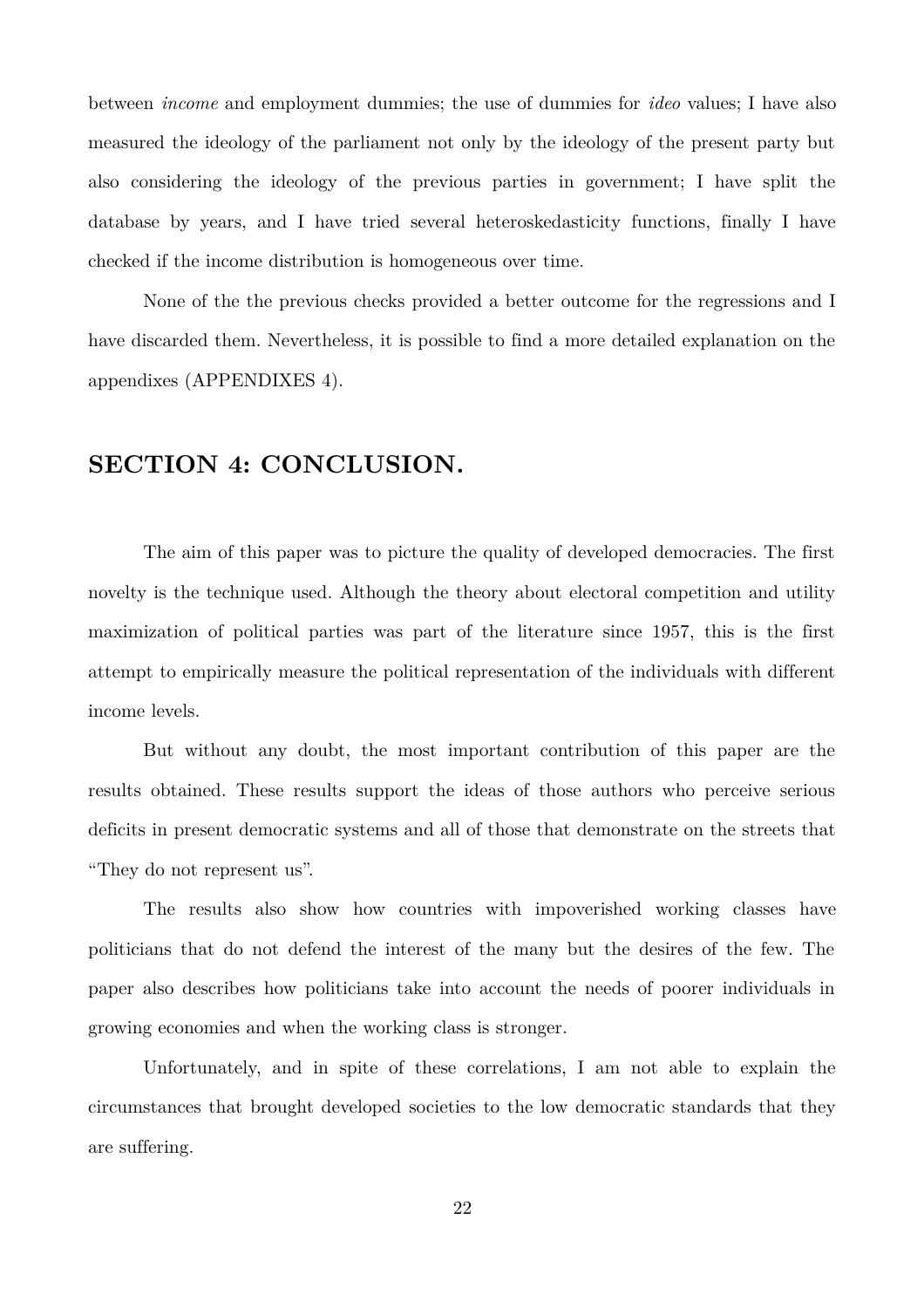between *income* and employment dummies; the use of dummies for *ideo* values; I have also measured the ideology of the parliament not only by the ideology of the present party but also considering the ideology of the previous parties in government; I have split the database by years, and I have tried several heteroskedasticity functions, finally I have checked if the income distribution is homogeneous over time.

None of the the previous checks provided a better outcome for the regressions and I have discarded them. Nevertheless, it is possible to find a more detailed explanation on the appendixes (APPENDIXES 4).

## SECTION 4: CONCLUSION.

The aim of this paper was to picture the quality of developed democracies. The first novelty is the technique used. Although the theory about electoral competition and utility maximization of political parties was part of the literature since 1957, this is the first attempt to empirically measure the political representation of the individuals with different income levels.

But without any doubt, the most important contribution of this paper are the results obtained. These results support the ideas of those authors who perceive serious deficits in present democratic systems and all of those that demonstrate on the streets that "They do not represent us".

The results also show how countries with impoverished working classes have politicians that do not defend the interest of the many but the desires of the few. The paper also describes how politicians take into account the needs of poorer individuals in growing economies and when the working class is stronger.

Unfortunately, and in spite of these correlations, I am not able to explain the circumstances that brought developed societies to the low democratic standards that they are suffering.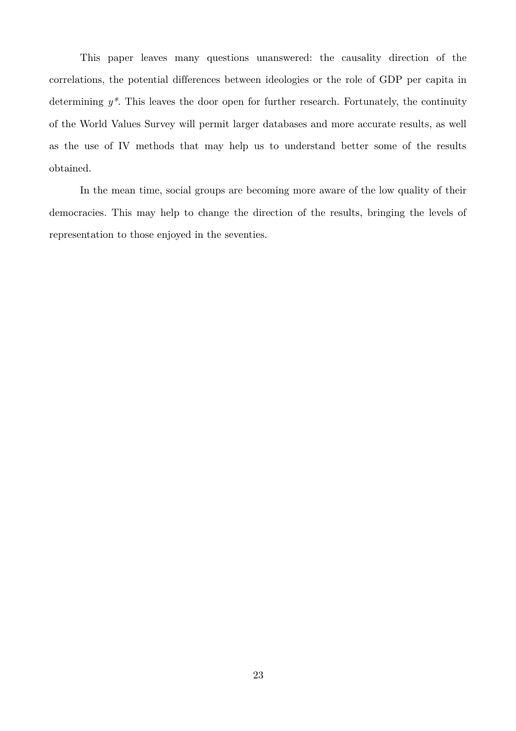This paper leaves many questions unanswered: the causality direction of the correlations, the potential differences between ideologies or the role of GDP per capita in determining $y^*$. This leaves the door open for further research. Fortunately, the continuity of the World Values Survey will permit larger databases and more accurate results, as well as the use of IV methods that may help us to understand better some of the results obtained.

In the mean time, social groups are becoming more aware of the low quality of their democracies. This may help to change the direction of the results, bringing the levels of representation to those enjoyed in the seventies.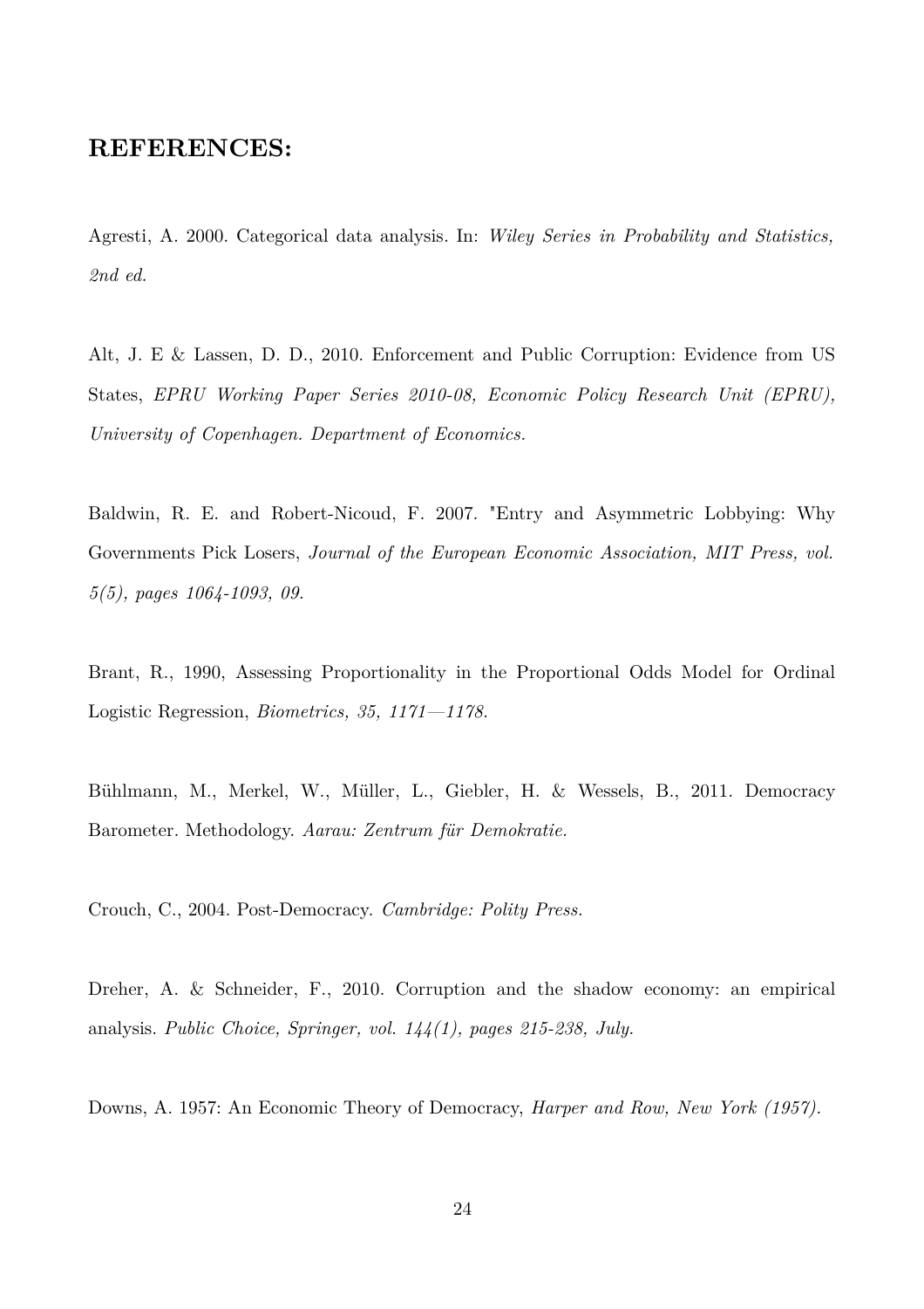## REFERENCES:

Agresti, A. 2000. Categorical data analysis. In: *Wiley Series in Probability and Statistics, 2nd ed.*

Alt, J. E & Lassen, D. D., 2010. Enforcement and Public Corruption: Evidence from US States, *EPRU Working Paper Series 2010-08, Economic Policy Research Unit (EPRU), University of Copenhagen. Department of Economics.*

Baldwin, R. E. and Robert-Nicoud, F. 2007. "Entry and Asymmetric Lobbying: Why Governments Pick Losers, *Journal of the European Economic Association, MIT Press, vol. 5(5), pages 1064-1093, 09.*

Brant, R., 1990, Assessing Proportionality in the Proportional Odds Model for Ordinal Logistic Regression, *Biometrics, 35, 1171—1178.*

Bühlmann, M., Merkel, W., Müller, L., Giebler, H. & Wessels, B., 2011. Democracy Barometer. Methodology. *Aarau: Zentrum für Demokratie.*

Crouch, C., 2004. Post-Democracy. *Cambridge: Polity Press.*

Dreher, A. & Schneider, F., 2010. Corruption and the shadow economy: an empirical analysis. *Public Choice, Springer, vol. 144(1), pages 215-238, July.*

Downs, A. 1957: An Economic Theory of Democracy, *Harper and Row, New York (1957).*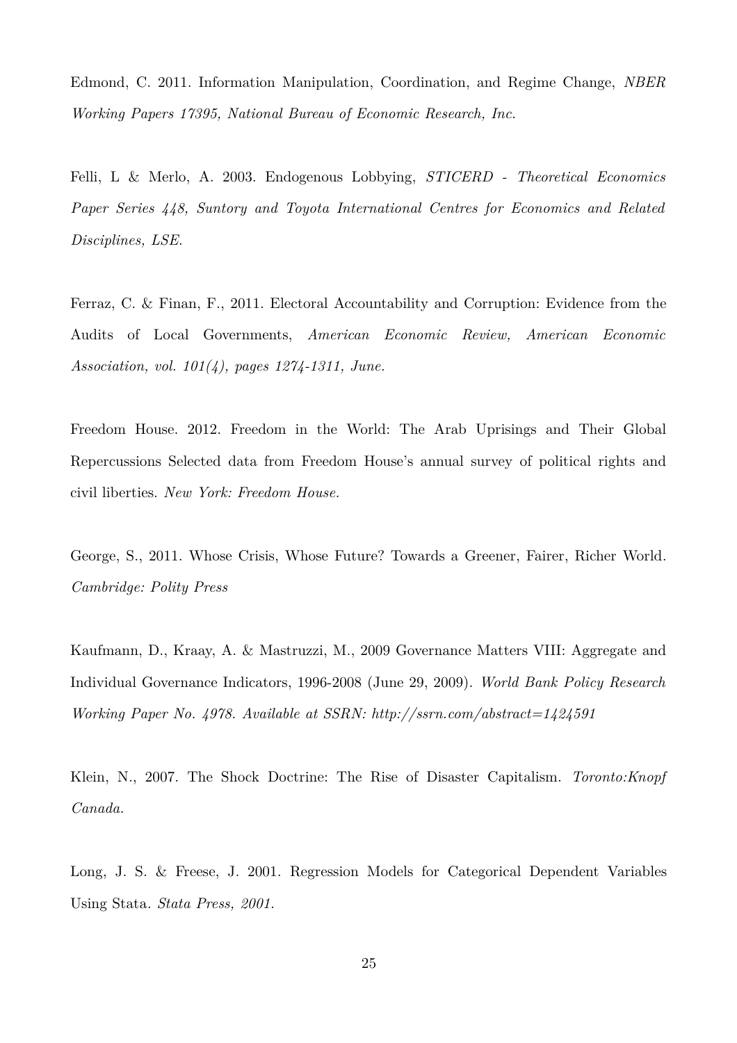Edmond, C. 2011. Information Manipulation, Coordination, and Regime Change, *NBER Working Papers 17395, National Bureau of Economic Research, Inc.*

Felli, L & Merlo, A. 2003. Endogenous Lobbying, *STICERD - Theoretical Economics Paper Series 448, Suntory and Toyota International Centres for Economics and Related Disciplines, LSE.*

Ferraz, C. & Finan, F., 2011. Electoral Accountability and Corruption: Evidence from the Audits of Local Governments, *American Economic Review, American Economic Association, vol. 101(4), pages 1274-1311, June.*

Freedom House. 2012. Freedom in the World: The Arab Uprisings and Their Global Repercussions Selected data from Freedom House's annual survey of political rights and civil liberties. *New York: Freedom House.*

George, S., 2011. Whose Crisis, Whose Future? Towards a Greener, Fairer, Richer World. *Cambridge: Polity Press*

Kaufmann, D., Kraay, A. & Mastruzzi, M., 2009 Governance Matters VIII: Aggregate and Individual Governance Indicators, 1996-2008 (June 29, 2009). *World Bank Policy Research Working Paper No. 4978. Available at SSRN: http://ssrn.com/abstract=1424591*

Klein, N., 2007. The Shock Doctrine: The Rise of Disaster Capitalism. *Toronto:Knopf Canada.*

Long, J. S. & Freese, J. 2001. Regression Models for Categorical Dependent Variables Using Stata. *Stata Press, 2001.*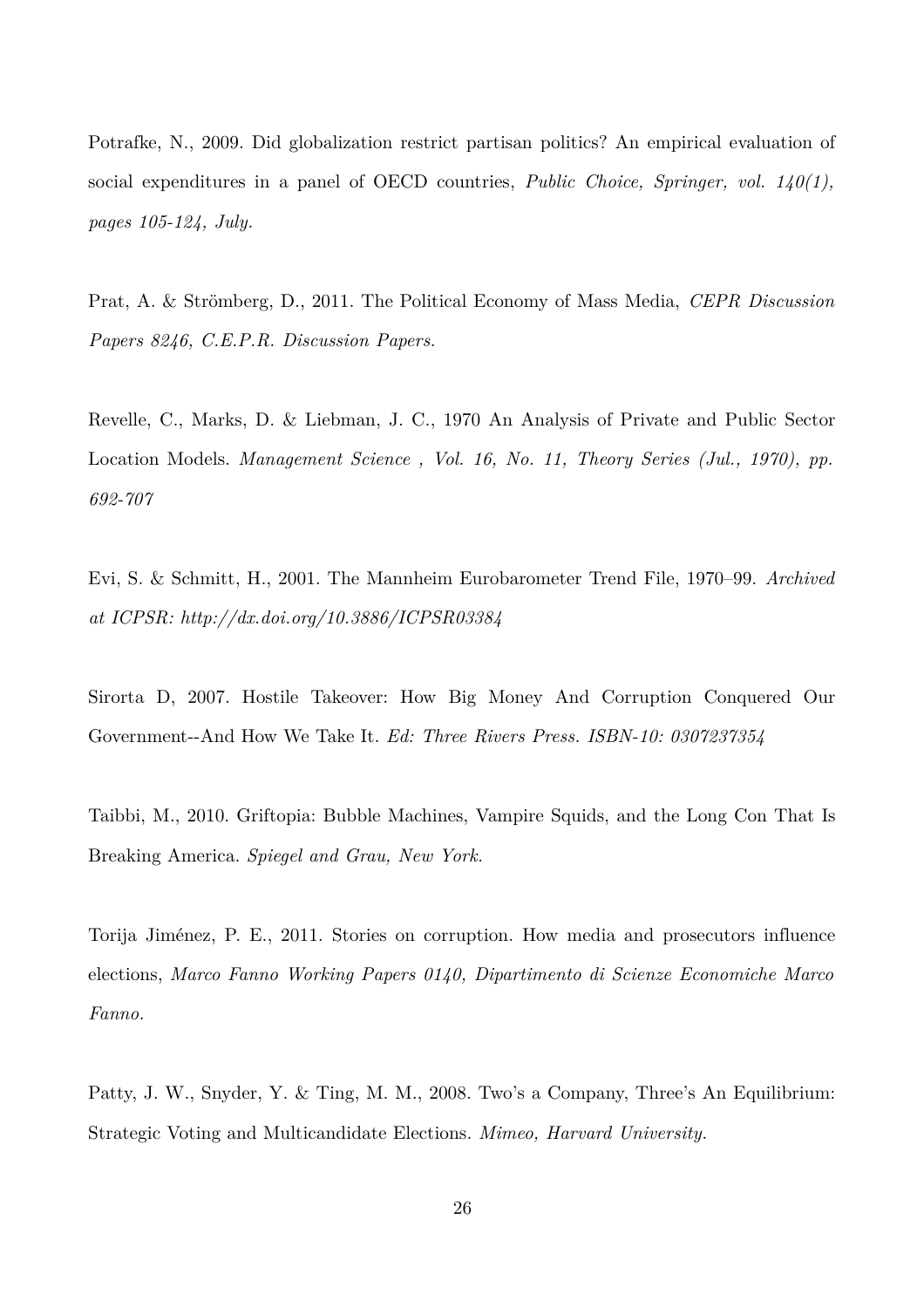Potrafke, N., 2009. Did globalization restrict partisan politics? An empirical evaluation of social expenditures in a panel of OECD countries, *Public Choice, Springer, vol. 140(1), pages 105-124, July.*

Prat, A. & Strömberg, D., 2011. The Political Economy of Mass Media, *CEPR Discussion Papers 8246, C.E.P.R. Discussion Papers.*

Revelle, C., Marks, D. & Liebman, J. C., 1970 An Analysis of Private and Public Sector Location Models. *Management Science , Vol. 16, No. 11, Theory Series (Jul., 1970), pp. 692-707*

Evi, S. & Schmitt, H., 2001. The Mannheim Eurobarometer Trend File, 1970–99. *Archived at ICPSR: http://dx.doi.org/10.3886/ICPSR03384*

Sirorta D, 2007. Hostile Takeover: How Big Money And Corruption Conquered Our Government--And How We Take It. *Ed: Three Rivers Press. ISBN-10: 0307237354*

Taibbi, M., 2010. Griftopia: Bubble Machines, Vampire Squids, and the Long Con That Is Breaking America. *Spiegel and Grau, New York.*

Torija Jiménez, P. E., 2011. Stories on corruption. How media and prosecutors influence elections, *Marco Fanno Working Papers 0140, Dipartimento di Scienze Economiche Marco Fanno.*

Patty, J. W., Snyder, Y. & Ting, M. M., 2008. Two's a Company, Three's An Equilibrium: Strategic Voting and Multicandidate Elections. *Mimeo, Harvard University.*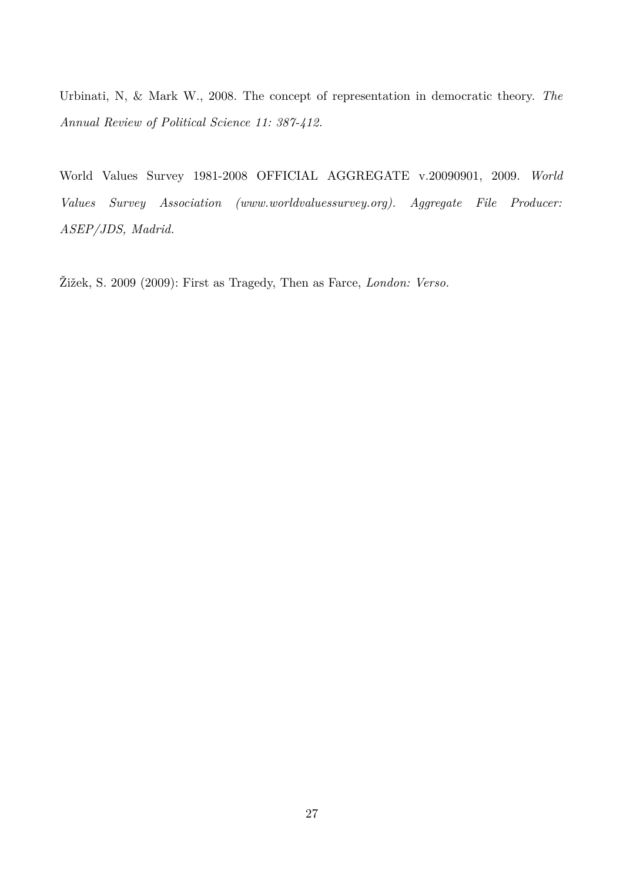Urbinati, N, & Mark W., 2008. The concept of representation in democratic theory. *The Annual Review of Political Science 11: 387-412.*

World Values Survey 1981-2008 OFFICIAL AGGREGATE v.20090901, 2009. *World Values Survey Association (www.worldvaluessurvey.org). Aggregate File Producer: ASEP/JDS, Madrid.*

Žižek, S. 2009 (2009): First as Tragedy, Then as Farce, *London: Verso.*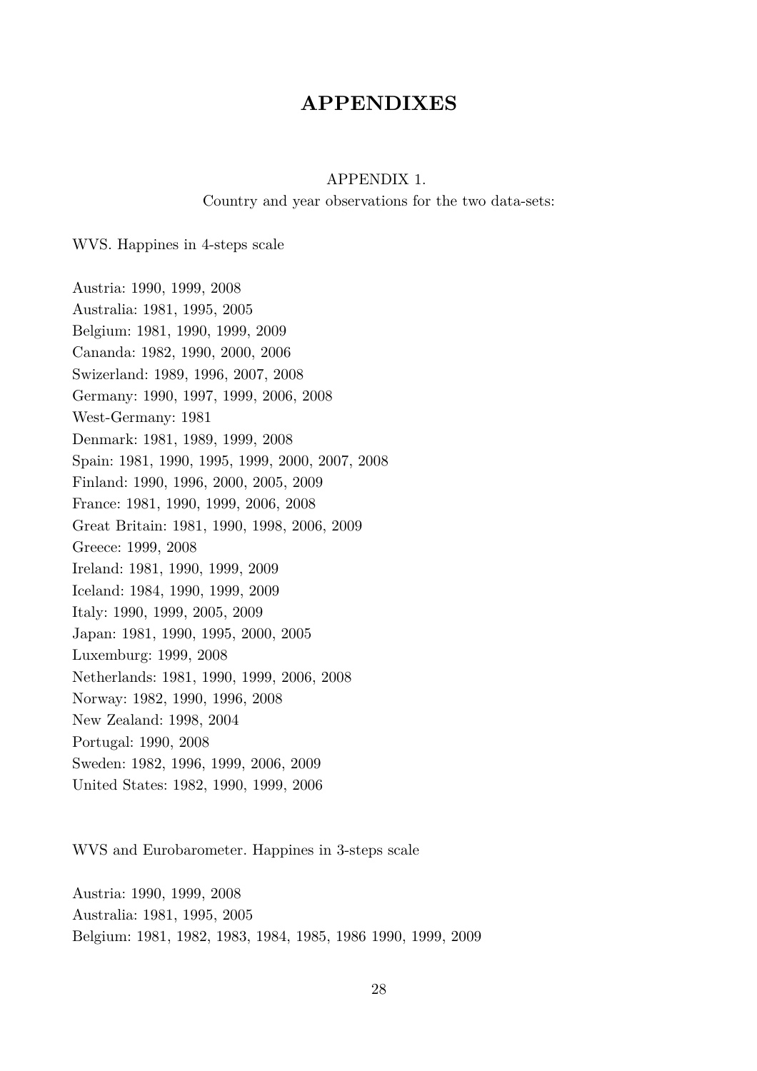# APPENDIXES

APPENDIX 1.

Country and year observations for the two data-sets:

WVS. Happines in 4-steps scale

Austria: 1990, 1999, 2008
Australia: 1981, 1995, 2005
Belgium: 1981, 1990, 1999, 2009
Cananda: 1982, 1990, 2000, 2006
Swizerland: 1989, 1996, 2007, 2008
Germany: 1990, 1997, 1999, 2006, 2008
West-Germany: 1981
Denmark: 1981, 1989, 1999, 2008
Spain: 1981, 1990, 1995, 1999, 2000, 2007, 2008
Finland: 1990, 1996, 2000, 2005, 2009
France: 1981, 1990, 1999, 2006, 2008
Great Britain: 1981, 1990, 1998, 2006, 2009
Greece: 1999, 2008
Ireland: 1981, 1990, 1999, 2009
Iceland: 1984, 1990, 1999, 2009
Italy: 1990, 1999, 2005, 2009
Japan: 1981, 1990, 1995, 2000, 2005
Luxemburg: 1999, 2008
Netherlands: 1981, 1990, 1999, 2006, 2008
Norway: 1982, 1990, 1996, 2008
New Zealand: 1998, 2004
Portugal: 1990, 2008
Sweden: 1982, 1996, 1999, 2006, 2009
United States: 1982, 1990, 1999, 2006

WVS and Eurobarometer. Happines in 3-steps scale

Austria: 1990, 1999, 2008
Australia: 1981, 1995, 2005
Belgium: 1981, 1982, 1983, 1984, 1985, 1986 1990, 1999, 2009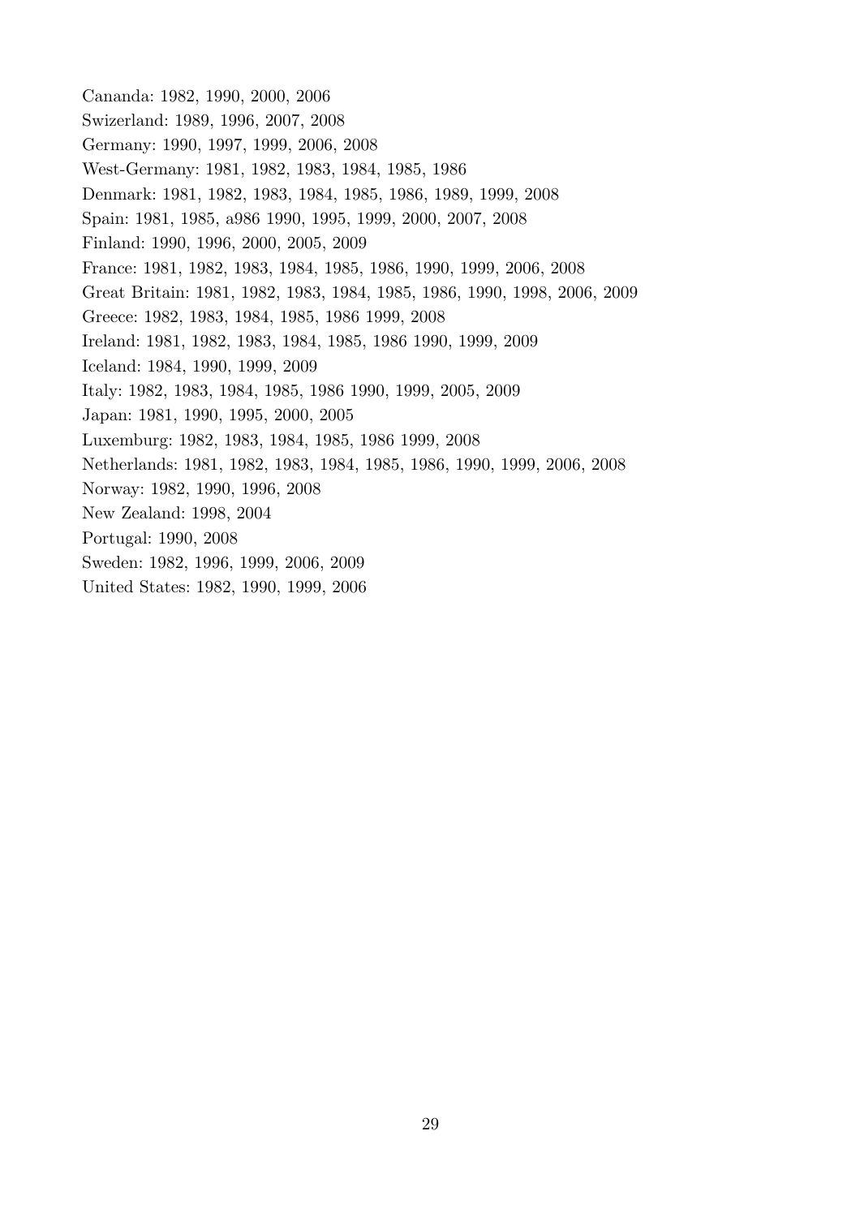Cananda: 1982, 1990, 2000, 2006

Swizerland: 1989, 1996, 2007, 2008

Germany: 1990, 1997, 1999, 2006, 2008

West-Germany: 1981, 1982, 1983, 1984, 1985, 1986

Denmark: 1981, 1982, 1983, 1984, 1985, 1986, 1989, 1999, 2008

Spain: 1981, 1985, a986 1990, 1995, 1999, 2000, 2007, 2008

Finland: 1990, 1996, 2000, 2005, 2009

France: 1981, 1982, 1983, 1984, 1985, 1986, 1990, 1999, 2006, 2008

Great Britain: 1981, 1982, 1983, 1984, 1985, 1986, 1990, 1998, 2006, 2009

Greece: 1982, 1983, 1984, 1985, 1986 1999, 2008

Ireland: 1981, 1982, 1983, 1984, 1985, 1986 1990, 1999, 2009

Iceland: 1984, 1990, 1999, 2009

Italy: 1982, 1983, 1984, 1985, 1986 1990, 1999, 2005, 2009

Japan: 1981, 1990, 1995, 2000, 2005

Luxemburg: 1982, 1983, 1984, 1985, 1986 1999, 2008

Netherlands: 1981, 1982, 1983, 1984, 1985, 1986, 1990, 1999, 2006, 2008

Norway: 1982, 1990, 1996, 2008

New Zealand: 1998, 2004

Portugal: 1990, 2008

Sweden: 1982, 1996, 1999, 2006, 2009

United States: 1982, 1990, 1999, 2006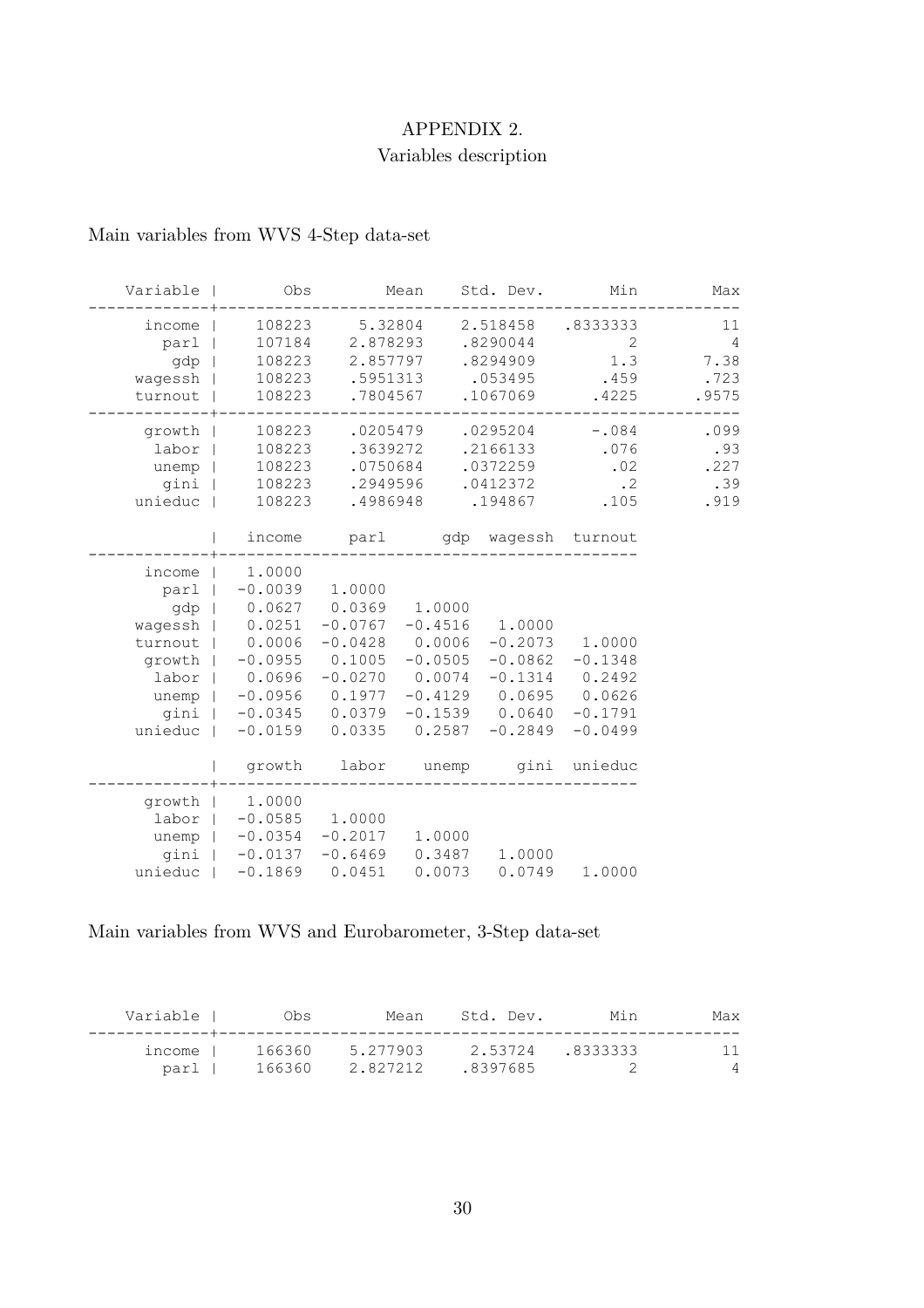# APPENDIX 2.

## Variables description

Main variables from WVS 4-Step data-set

| Variable | Obs | Mean | Std. Dev. | Min | Max |
|---|---|---|---|---|---|
| income | 108223 | 5.32804 | 2.518458 | .8333333 | 11 |
| parl | 107184 | 2.878293 | .8290044 | 2 | 4 |
| gdp | 108223 | 2.857797 | .8294909 | 1.3 | 7.38 |
| wagessh | 108223 | .5951313 | .053495 | .459 | .723 |
| turnout | 108223 | .7804567 | .1067069 | .4225 | .9575 |
| growth | 108223 | .0205479 | .0295204 | -.084 | .099 |
| labor | 108223 | .3639272 | .2166133 | .076 | .93 |
| unemp | 108223 | .0750684 | .0372259 | .02 | .227 |
| gini | 108223 | .2949596 | .0412372 | .2 | .39 |
| unieduc | 108223 | .4986948 | .194867 | .105 | .919 |

| | income | parl | gdp | wagessh | turnout |
|---|---|---|---|---|---|
| income | 1.0000 | | | | |
| parl | -0.0039 | 1.0000 | | | |
| gdp | 0.0627 | 0.0369 | 1.0000 | | |
| wagessh | 0.0251 | -0.0767 | -0.4516 | 1.0000 | |
| turnout | 0.0006 | -0.0428 | 0.0006 | -0.2073 | 1.0000 |
| growth | -0.0955 | 0.1005 | -0.0505 | -0.0862 | -0.1348 |
| labor | 0.0696 | -0.0270 | 0.0074 | -0.1314 | 0.2492 |
| unemp | -0.0956 | 0.1977 | -0.4129 | 0.0695 | 0.0626 |
| gini | -0.0345 | 0.0379 | -0.1539 | 0.0640 | -0.1791 |
| unieduc | -0.0159 | 0.0335 | 0.2587 | -0.2849 | -0.0499 |

| | growth | labor | unemp | gini | unieduc |
|---|---|---|---|---|---|
| growth | 1.0000 | | | | |
| labor | -0.0585 | 1.0000 | | | |
| unemp | -0.0354 | -0.2017 | 1.0000 | | |
| gini | -0.0137 | -0.6469 | 0.3487 | 1.0000 | |
| unieduc | -0.1869 | 0.0451 | 0.0073 | 0.0749 | 1.0000 |

Main variables from WVS and Eurobarometer, 3-Step data-set

| Variable | Obs | Mean | Std. Dev. | Min | Max |
|---|---|---|---|---|---|
| income | 166360 | 5.277903 | 2.53724 | .8333333 | 11 |
| parl | 166360 | 2.827212 | .8397685 | 2 | 4 |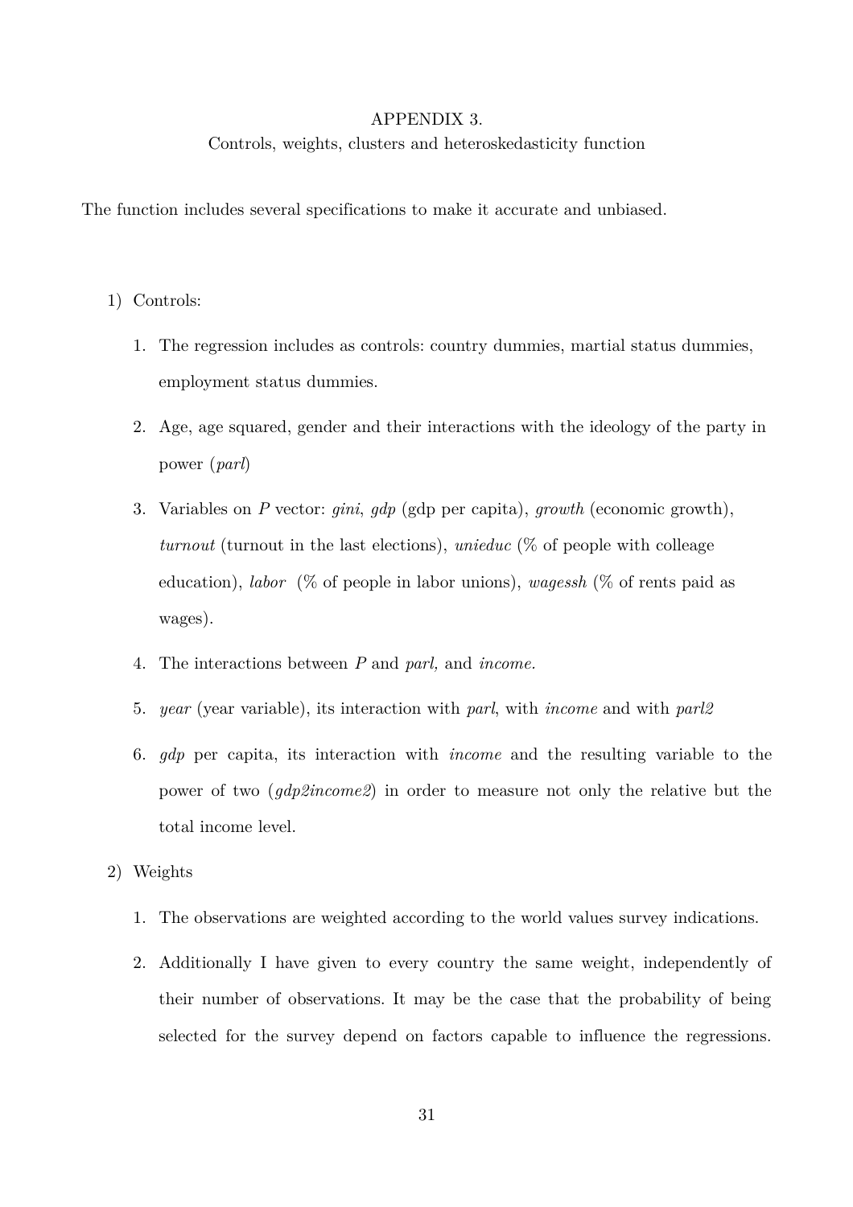APPENDIX 3.

Controls, weights, clusters and heteroskedasticity function

The function includes several specifications to make it accurate and unbiased.

1) Controls:

   1. The regression includes as controls: country dummies, martial status dummies, employment status dummies.
   2. Age, age squared, gender and their interactions with the ideology of the party in power (*parl*)
   3. Variables on *P* vector: *gini*, *gdp* (gdp per capita), *growth* (economic growth), *turnout* (turnout in the last elections), *unieduc* (% of people with colleage education), *labor* (% of people in labor unions), *wagessh* (% of rents paid as wages).
   4. The interactions between *P* and *parl,* and *income.*
   5. *year* (year variable), its interaction with *parl*, with *income* and with *parl2*
   6. *gdp* per capita, its interaction with *income* and the resulting variable to the power of two (*gdp2income2*) in order to measure not only the relative but the total income level.

2) Weights

   1. The observations are weighted according to the world values survey indications.
   2. Additionally I have given to every country the same weight, independently of their number of observations. It may be the case that the probability of being selected for the survey depend on factors capable to influence the regressions.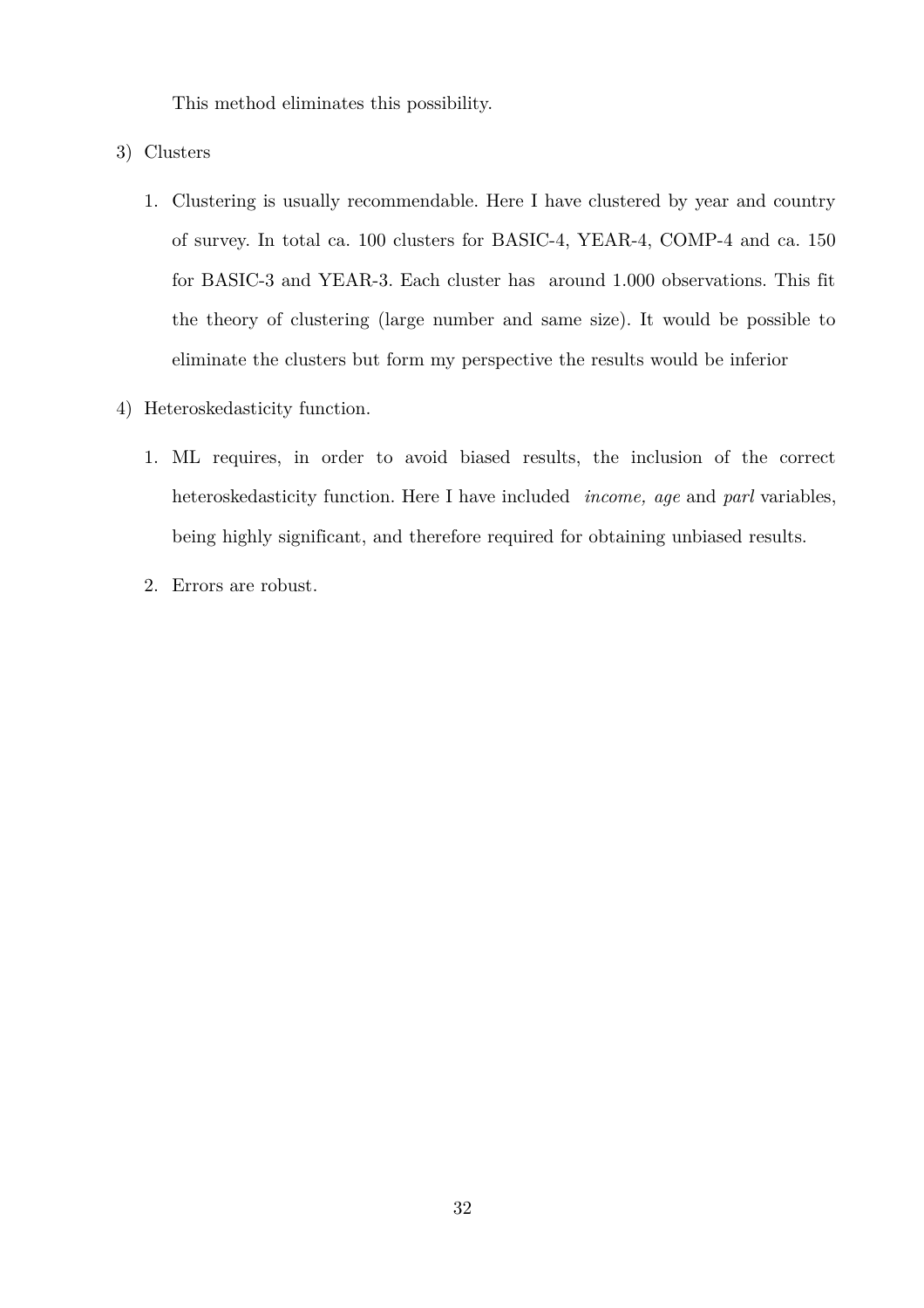This method eliminates this possibility.

3) Clusters

   1. Clustering is usually recommendable. Here I have clustered by year and country of survey. In total ca. 100 clusters for BASIC-4, YEAR-4, COMP-4 and ca. 150 for BASIC-3 and YEAR-3. Each cluster has around 1.000 observations. This fit the theory of clustering (large number and same size). It would be possible to eliminate the clusters but form my perspective the results would be inferior

4) Heteroskedasticity function.

   1. ML requires, in order to avoid biased results, the inclusion of the correct heteroskedasticity function. Here I have included *income, age* and *parl* variables, being highly significant, and therefore required for obtaining unbiased results.
   2. Errors are robust.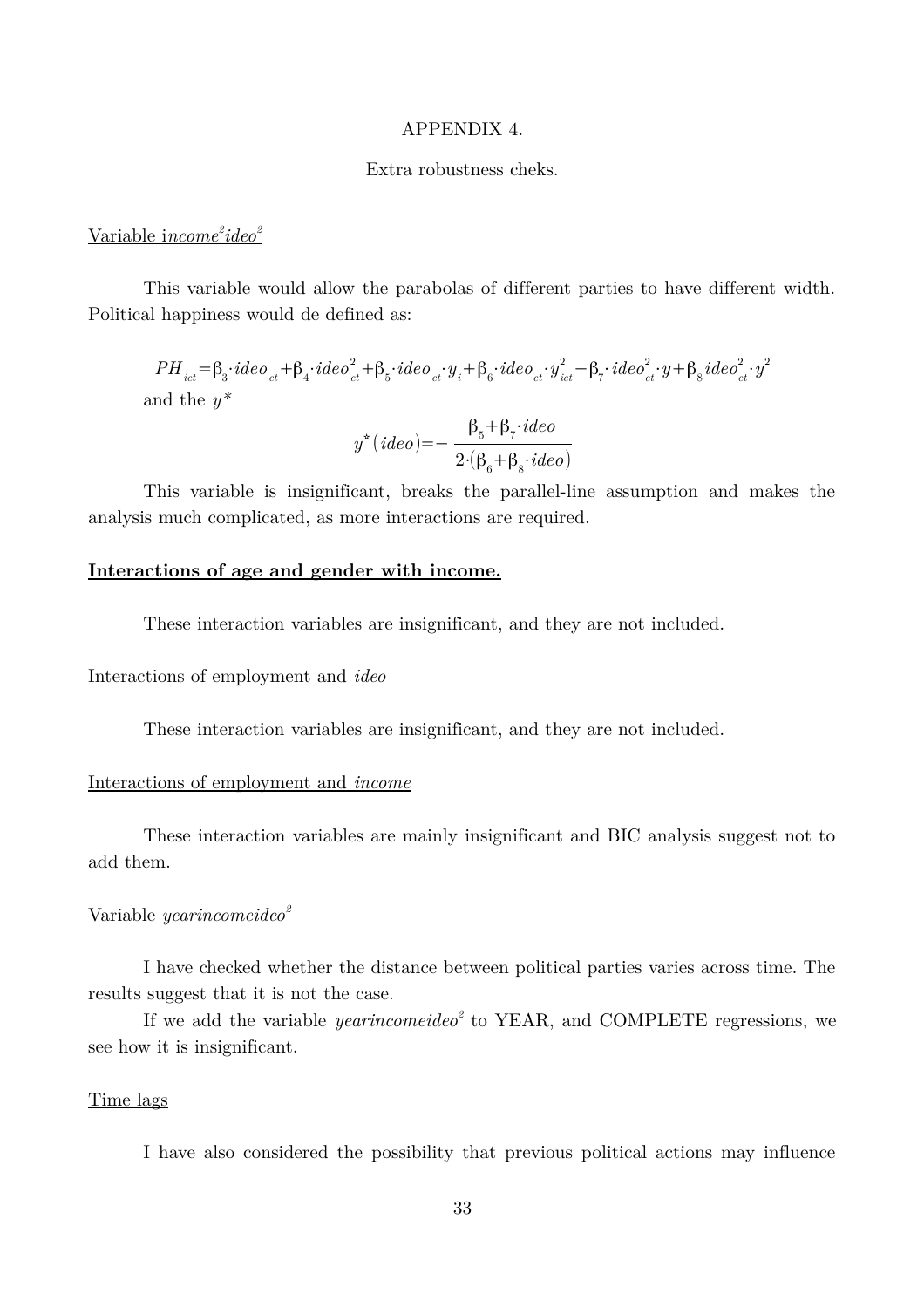APPENDIX 4.

Extra robustness cheks.

Variable i*income²ideo²*

This variable would allow the parabolas of different parties to have different width. Political happiness would de defined as:

$$PH_{ict}=\beta_3 \cdot ideo_{ct}+\beta_4 \cdot ideo_{ct}^2+\beta_5 \cdot ideo_{ct} \cdot y_i+\beta_6 \cdot ideo_{ct} \cdot y_{ict}^2+\beta_7 \cdot ideo_{ct}^2 \cdot y+\beta_8 \, ideo_{ct}^2 \cdot y^2$$

and the $y^*$

$$y^*(ideo)=-\frac{\beta_5+\beta_7 \cdot ideo}{2 \cdot (\beta_6+\beta_8 \cdot ideo)}$$

This variable is insignificant, breaks the parallel-line assumption and makes the analysis much complicated, as more interactions are required.

**Interactions of age and gender with income.**

These interaction variables are insignificant, and they are not included.

Interactions of employment and *ideo*

These interaction variables are insignificant, and they are not included.

Interactions of employment and *income*

These interaction variables are mainly insignificant and BIC analysis suggest not to add them.

Variable *yearincomeideo²*

I have checked whether the distance between political parties varies across time. The results suggest that it is not the case.

If we add the variable *yearincomeideo²* to YEAR, and COMPLETE regressions, we see how it is insignificant.

Time lags

I have also considered the possibility that previous political actions may influence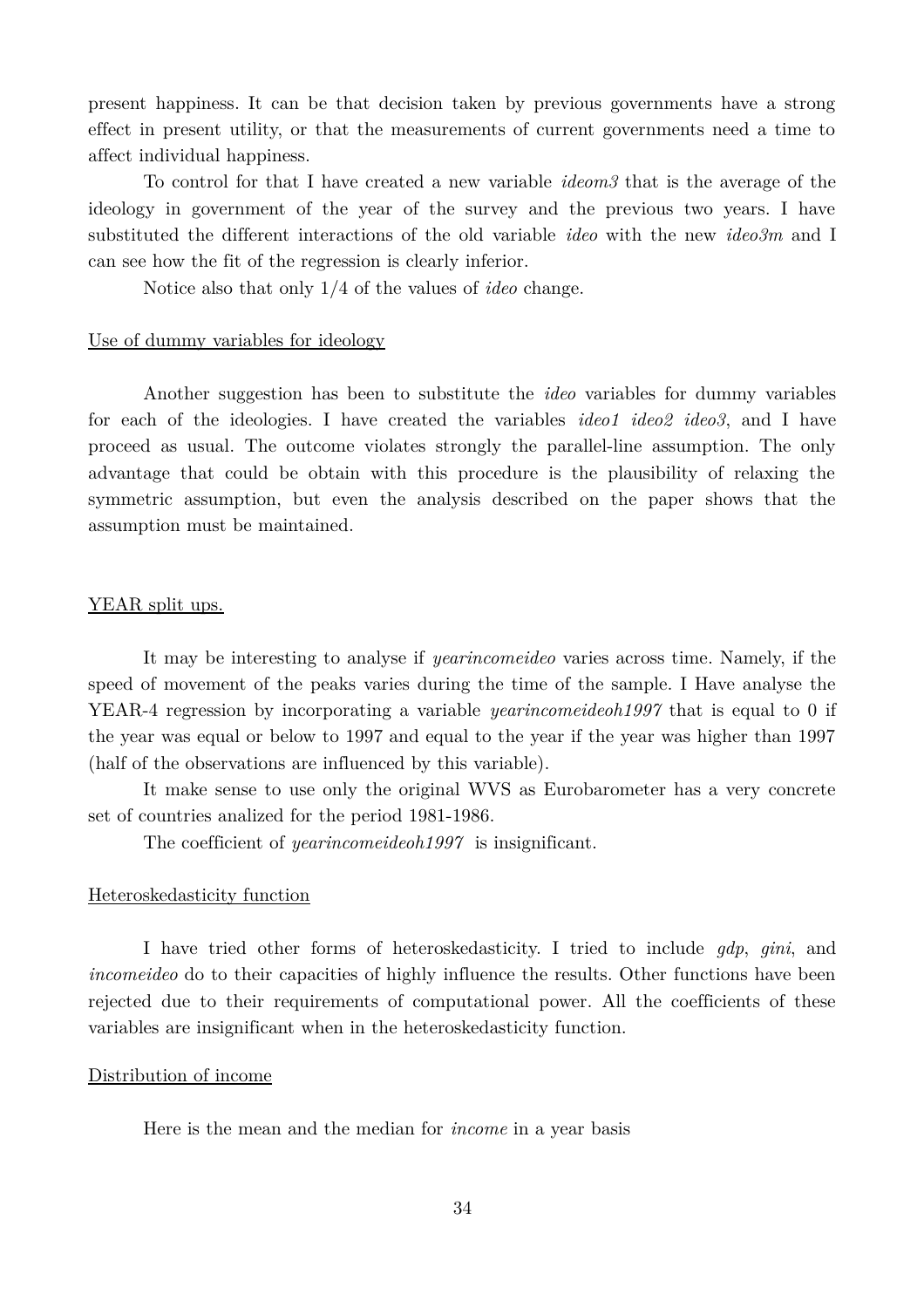present happiness. It can be that decision taken by previous governments have a strong effect in present utility, or that the measurements of current governments need a time to affect individual happiness.

To control for that I have created a new variable *ideom3* that is the average of the ideology in government of the year of the survey and the previous two years. I have substituted the different interactions of the old variable *ideo* with the new *ideo3m* and I can see how the fit of the regression is clearly inferior.

Notice also that only 1/4 of the values of *ideo* change.

<u>Use of dummy variables for ideology</u>

Another suggestion has been to substitute the *ideo* variables for dummy variables for each of the ideologies. I have created the variables *ideo1 ideo2 ideo3*, and I have proceed as usual. The outcome violates strongly the parallel-line assumption. The only advantage that could be obtain with this procedure is the plausibility of relaxing the symmetric assumption, but even the analysis described on the paper shows that the assumption must be maintained.

<u>YEAR split ups.</u>

It may be interesting to analyse if *yearincomeideo* varies across time. Namely, if the speed of movement of the peaks varies during the time of the sample. I Have analyse the YEAR-4 regression by incorporating a variable *yearincomeideoh1997* that is equal to 0 if the year was equal or below to 1997 and equal to the year if the year was higher than 1997 (half of the observations are influenced by this variable).

It make sense to use only the original WVS as Eurobarometer has a very concrete set of countries analized for the period 1981-1986.

The coefficient of *yearincomeideoh1997* is insignificant.

<u>Heteroskedasticity function</u>

I have tried other forms of heteroskedasticity. I tried to include *gdp*, *gini*, and *incomeideo* do to their capacities of highly influence the results. Other functions have been rejected due to their requirements of computational power. All the coefficients of these variables are insignificant when in the heteroskedasticity function.

<u>Distribution of income</u>

Here is the mean and the median for *income* in a year basis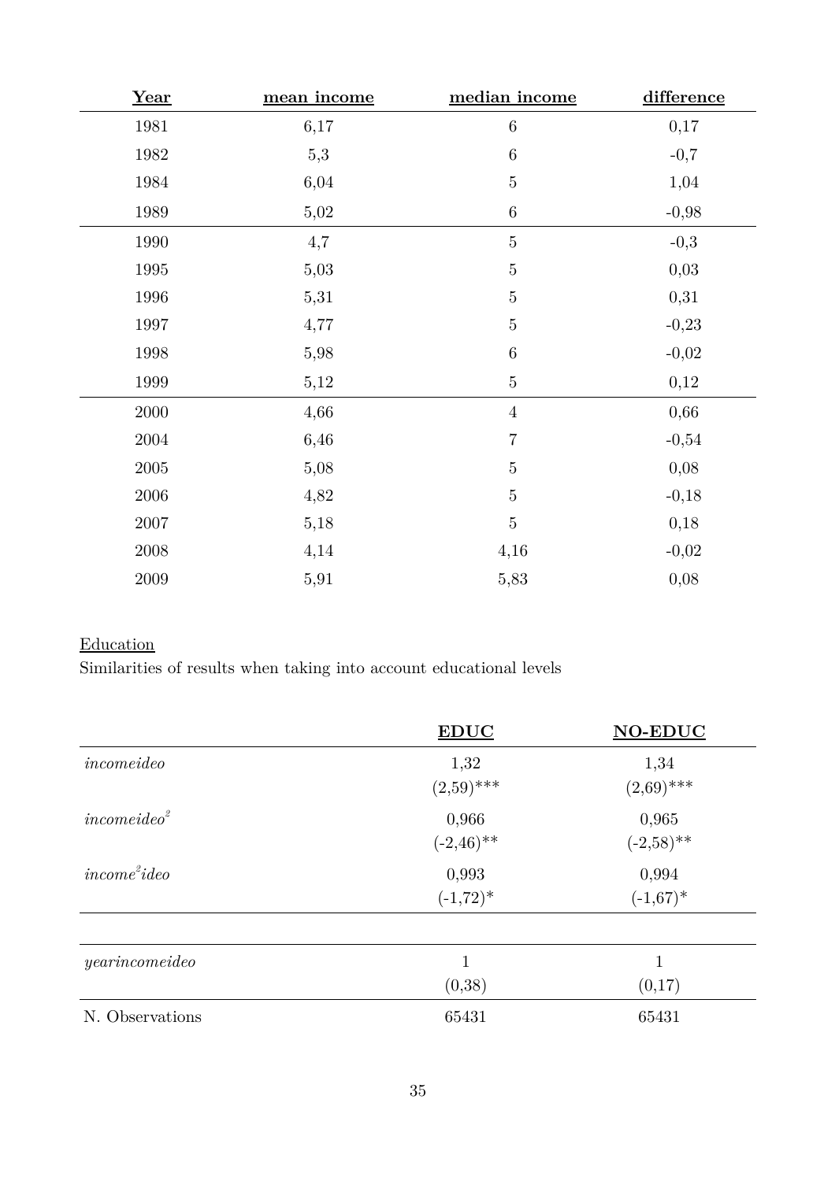| Year | mean income | median income | difference |
|---|---|---|---|
| 1981 | 6,17 | 6 | 0,17 |
| 1982 | 5,3 | 6 | -0,7 |
| 1984 | 6,04 | 5 | 1,04 |
| 1989 | 5,02 | 6 | -0,98 |
| 1990 | 4,7 | 5 | -0,3 |
| 1995 | 5,03 | 5 | 0,03 |
| 1996 | 5,31 | 5 | 0,31 |
| 1997 | 4,77 | 5 | -0,23 |
| 1998 | 5,98 | 6 | -0,02 |
| 1999 | 5,12 | 5 | 0,12 |
| 2000 | 4,66 | 4 | 0,66 |
| 2004 | 6,46 | 7 | -0,54 |
| 2005 | 5,08 | 5 | 0,08 |
| 2006 | 4,82 | 5 | -0,18 |
| 2007 | 5,18 | 5 | 0,18 |
| 2008 | 4,14 | 4,16 | -0,02 |
| 2009 | 5,91 | 5,83 | 0,08 |

Education

Similarities of results when taking into account educational levels

| | EDUC | NO-EDUC |
|---|---|---|
| *incomeideo* | 1,32 | 1,34 |
| | (2,59)*** | (2,69)*** |
| *incomeideo*$^2$ | 0,966 | 0,965 |
| | (-2,46)** | (-2,58)** |
| *income*$^2$*ideo* | 0,993 | 0,994 |
| | (-1,72)* | (-1,67)* |
| *yearincomeideo* | 1 | 1 |
| | (0,38) | (0,17) |
| N. Observations | 65431 | 65431 |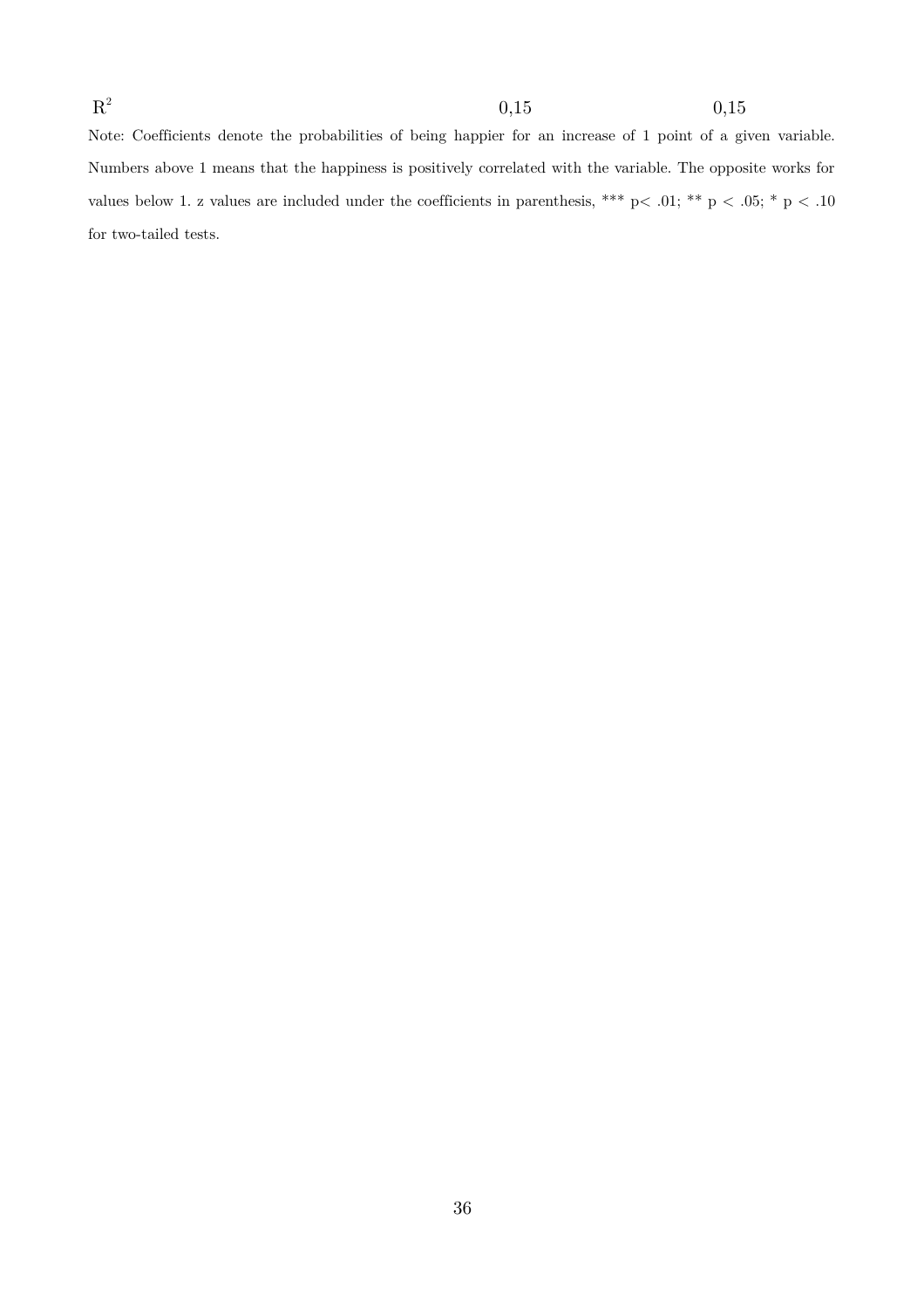| | | |
|---|---|---|
| $R^2$ | 0,15 | 0,15 |

Note: Coefficients denote the probabilities of being happier for an increase of 1 point of a given variable. Numbers above 1 means that the happiness is positively correlated with the variable. The opposite works for values below 1. z values are included under the coefficients in parenthesis, *** p< .01; ** p < .05; * p < .10 for two-tailed tests.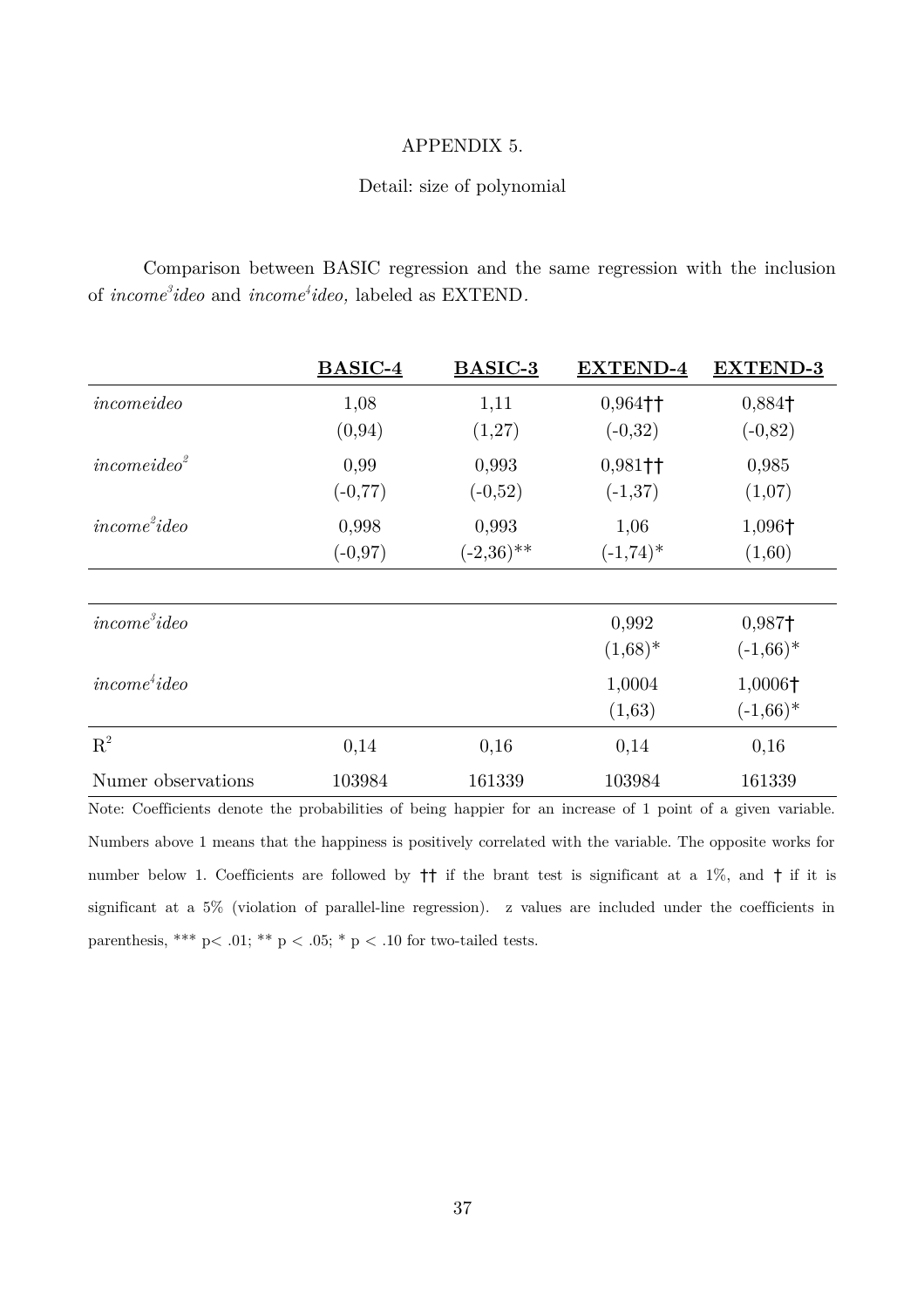APPENDIX 5.

Detail: size of polynomial

Comparison between BASIC regression and the same regression with the inclusion of *income$^3$ideo* and *income$^4$ideo,* labeled as EXTEND.

| | **BASIC-4** | **BASIC-3** | **EXTEND-4** | **EXTEND-3** |
|---|---|---|---|---|
| *incomeideo* | 1,08 | 1,11 | 0,964†† | 0,884† |
| | (0,94) | (1,27) | (-0,32) | (-0,82) |
| *incomeideo$^2$* | 0,99 | 0,993 | 0,981†† | 0,985 |
| | (-0,77) | (-0,52) | (-1,37) | (1,07) |
| *income$^2$ideo* | 0,998 | 0,993 | 1,06 | 1,096† |
| | (-0,97) | (-2,36)** | (-1,74)* | (1,60) |
| *income$^3$ideo* | | | 0,992 | 0,987† |
| | | | (1,68)* | (-1,66)* |
| *income$^4$ideo* | | | 1,0004 | 1,0006† |
| | | | (1,63) | (-1,66)* |
| $R^2$ | 0,14 | 0,16 | 0,14 | 0,16 |
| Numer observations | 103984 | 161339 | 103984 | 161339 |

Note: Coefficients denote the probabilities of being happier for an increase of 1 point of a given variable. Numbers above 1 means that the happiness is positively correlated with the variable. The opposite works for number below 1. Coefficients are followed by †† if the brant test is significant at a 1%, and † if it is significant at a 5% (violation of parallel-line regression). z values are included under the coefficients in parenthesis, *** p< .01; ** p < .05; * p < .10 for two-tailed tests.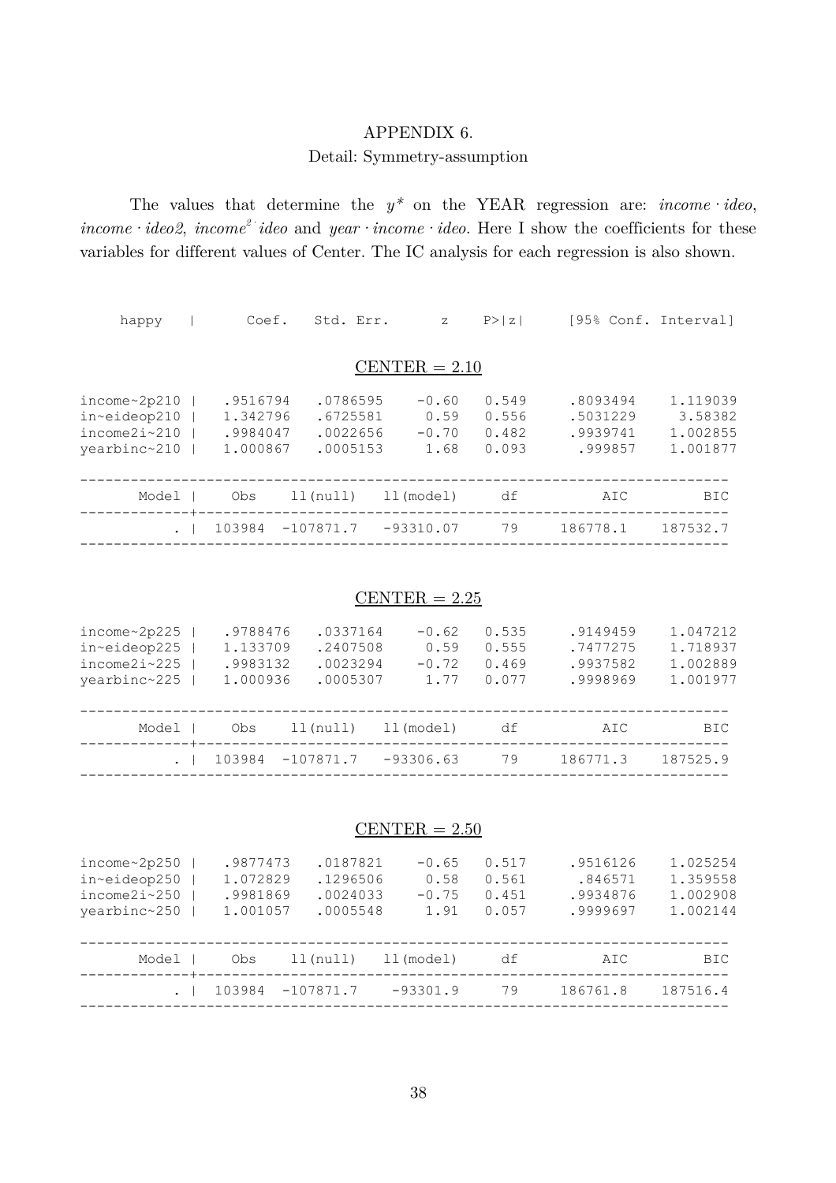# APPENDIX 6.

## Detail: Symmetry-assumption

The values that determine the $y^*$ on the YEAR regression are: *income · ideo*, *income · ideo2*, *income*$^2$ · *ideo* and *year · income · ideo*. Here I show the coefficients for these variables for different values of Center. The IC analysis for each regression is also shown.

### CENTER = 2.10

| happy | Coef. | Std. Err. | z | P>\|z\| | [95% Conf. | Interval] |
|---|---|---|---|---|---|---|
| income~2p210 | .9516794 | .0786595 | -0.60 | 0.549 | .8093494 | 1.119039 |
| in~eideop210 | 1.342796 | .6725581 | 0.59 | 0.556 | .5031229 | 3.58382 |
| income2i~210 | .9984047 | .0022656 | -0.70 | 0.482 | .9939741 | 1.002855 |
| yearbinc~210 | 1.000867 | .0005153 | 1.68 | 0.093 | .999857 | 1.001877 |

| Model | Obs | ll(null) | ll(model) | df | AIC | BIC |
|---|---|---|---|---|---|---|
| . | 103984 | -107871.7 | -93310.07 | 79 | 186778.1 | 187532.7 |

### CENTER = 2.25

| happy | Coef. | Std. Err. | z | P>\|z\| | [95% Conf. | Interval] |
|---|---|---|---|---|---|---|
| income~2p225 | .9788476 | .0337164 | -0.62 | 0.535 | .9149459 | 1.047212 |
| in~eideop225 | 1.133709 | .2407508 | 0.59 | 0.555 | .7477275 | 1.718937 |
| income2i~225 | .9983132 | .0023294 | -0.72 | 0.469 | .9937582 | 1.002889 |
| yearbinc~225 | 1.000936 | .0005307 | 1.77 | 0.077 | .9998969 | 1.001977 |

| Model | Obs | ll(null) | ll(model) | df | AIC | BIC |
|---|---|---|---|---|---|---|
| . | 103984 | -107871.7 | -93306.63 | 79 | 186771.3 | 187525.9 |

### CENTER = 2.50

| happy | Coef. | Std. Err. | z | P>\|z\| | [95% Conf. | Interval] |
|---|---|---|---|---|---|---|
| income~2p250 | .9877473 | .0187821 | -0.65 | 0.517 | .9516126 | 1.025254 |
| in~eideop250 | 1.072829 | .1296506 | 0.58 | 0.561 | .846571 | 1.359558 |
| income2i~250 | .9981869 | .0024033 | -0.75 | 0.451 | .9934876 | 1.002908 |
| yearbinc~250 | 1.001057 | .0005548 | 1.91 | 0.057 | .9999697 | 1.002144 |

| Model | Obs | ll(null) | ll(model) | df | AIC | BIC |
|---|---|---|---|---|---|---|
| . | 103984 | -107871.7 | -93301.9 | 79 | 186761.8 | 187516.4 |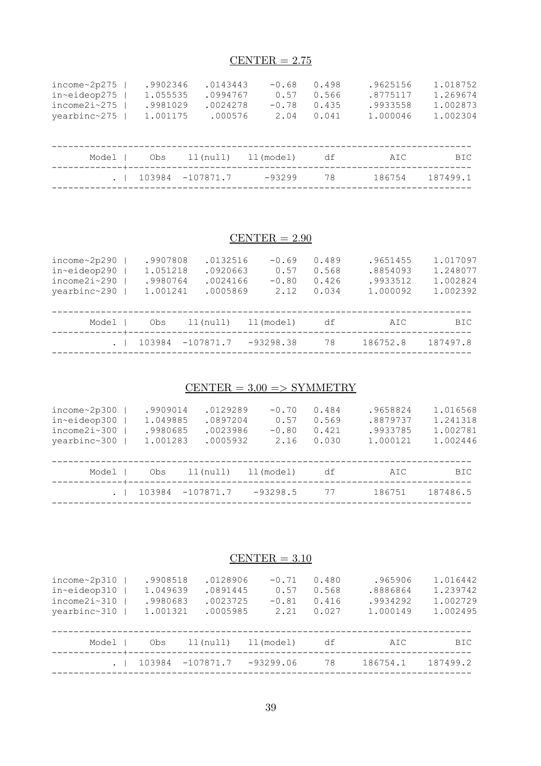## CENTER = 2.75

```
income~2p275 |   .9902346   .0143443    -0.68   0.498     .9625156    1.018752
in~eideop275 |   1.055535   .0994767     0.57   0.566     .8775117    1.269674
income2i~275 |   .9981029   .0024278    -0.78   0.435     .9933558    1.002873
yearbinc~275 |   1.001175    .000576     2.04   0.041     1.000046    1.002304
```

| Model | Obs | ll(null) | ll(model) | df | AIC | BIC |
|---|---|---|---|---|---|---|
| . | 103984 | -107871.7 | -93299 | 78 | 186754 | 187499.1 |

## CENTER = 2.90

```
income~2p290 |   .9907808   .0132516    -0.69   0.489     .9651455    1.017097
in~eideop290 |   1.051218   .0920663     0.57   0.568     .8854093    1.248077
income2i~290 |   .9980764   .0024166    -0.80   0.426     .9933512    1.002824
yearbinc~290 |   1.001241   .0005869     2.12   0.034     1.000092    1.002392
```

| Model | Obs | ll(null) | ll(model) | df | AIC | BIC |
|---|---|---|---|---|---|---|
| . | 103984 | -107871.7 | -93298.38 | 78 | 186752.8 | 187497.8 |

## CENTER = 3.00 => SYMMETRY

```
income~2p300 |   .9909014   .0129289    -0.70   0.484     .9658824    1.016568
in~eideop300 |   1.049885   .0897204     0.57   0.569     .8879737    1.241318
income2i~300 |   .9980685   .0023986    -0.80   0.421     .9933785    1.002781
yearbinc~300 |   1.001283   .0005932     2.16   0.030     1.000121    1.002446
```

| Model | Obs | ll(null) | ll(model) | df | AIC | BIC |
|---|---|---|---|---|---|---|
| . | 103984 | -107871.7 | -93298.5 | 77 | 186751 | 187486.5 |

## CENTER = 3.10

```
income~2p310 |   .9908518   .0128906    -0.71   0.480      .965906    1.016442
in~eideop310 |   1.049639   .0891445     0.57   0.568     .8886864    1.239742
income2i~310 |   .9980683   .0023725    -0.81   0.416     .9934292    1.002729
yearbinc~310 |   1.001321   .0005985     2.21   0.027     1.000149    1.002495
```

| Model | Obs | ll(null) | ll(model) | df | AIC | BIC |
|---|---|---|---|---|---|---|
| . | 103984 | -107871.7 | -93299.06 | 78 | 186754.1 | 187499.2 |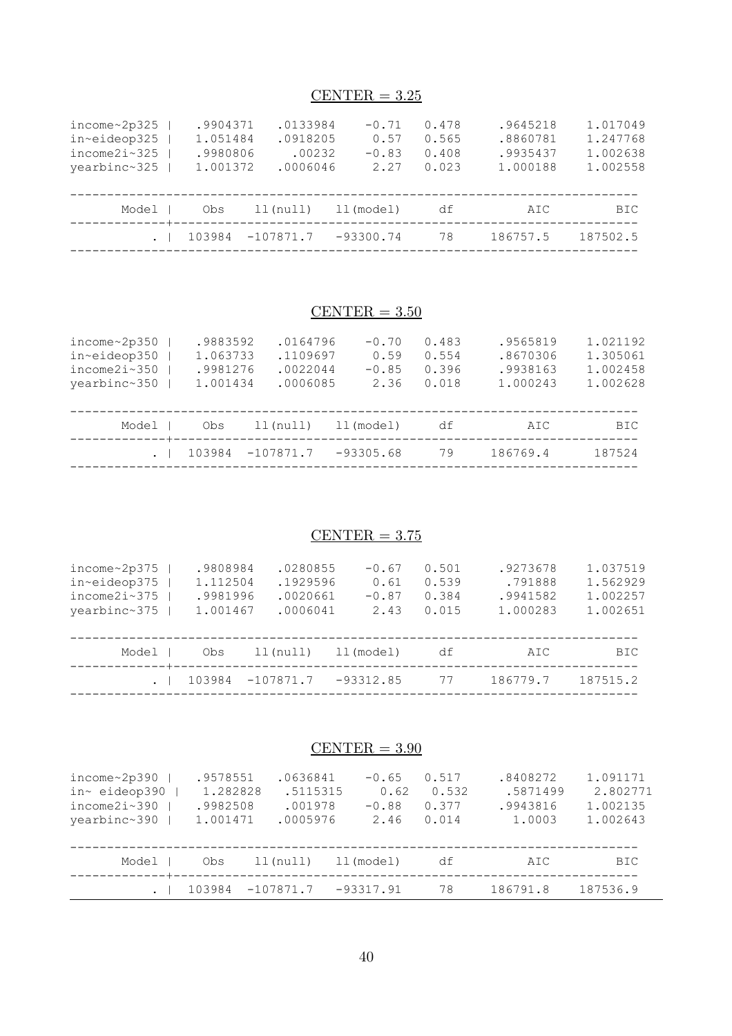## CENTER = 3.25

| | | | | | | |
|---|---|---|---|---|---|---|
| income~2p325 | .9904371 | .0133984 | -0.71 | 0.478 | .9645218 | 1.017049 |
| in~eideop325 | 1.051484 | .0918205 | 0.57 | 0.565 | .8860781 | 1.247768 |
| income2i~325 | .9980806 | .00232 | -0.83 | 0.408 | .9935437 | 1.002638 |
| yearbinc~325 | 1.001372 | .0006046 | 2.27 | 0.023 | 1.000188 | 1.002558 |

| Model | Obs | ll(null) | ll(model) | df | AIC | BIC |
|---|---|---|---|---|---|---|
| . | 103984 | -107871.7 | -93300.74 | 78 | 186757.5 | 187502.5 |

## CENTER = 3.50

| | | | | | | |
|---|---|---|---|---|---|---|
| income~2p350 | .9883592 | .0164796 | -0.70 | 0.483 | .9565819 | 1.021192 |
| in~eideop350 | 1.063733 | .1109697 | 0.59 | 0.554 | .8670306 | 1.305061 |
| income2i~350 | .9981276 | .0022044 | -0.85 | 0.396 | .9938163 | 1.002458 |
| yearbinc~350 | 1.001434 | .0006085 | 2.36 | 0.018 | 1.000243 | 1.002628 |

| Model | Obs | ll(null) | ll(model) | df | AIC | BIC |
|---|---|---|---|---|---|---|
| . | 103984 | -107871.7 | -93305.68 | 79 | 186769.4 | 187524 |

## CENTER = 3.75

| | | | | | | |
|---|---|---|---|---|---|---|
| income~2p375 | .9808984 | .0280855 | -0.67 | 0.501 | .9273678 | 1.037519 |
| in~eideop375 | 1.112504 | .1929596 | 0.61 | 0.539 | .791888 | 1.562929 |
| income2i~375 | .9981996 | .0020661 | -0.87 | 0.384 | .9941582 | 1.002257 |
| yearbinc~375 | 1.001467 | .0006041 | 2.43 | 0.015 | 1.000283 | 1.002651 |

| Model | Obs | ll(null) | ll(model) | df | AIC | BIC |
|---|---|---|---|---|---|---|
| . | 103984 | -107871.7 | -93312.85 | 77 | 186779.7 | 187515.2 |

## CENTER = 3.90

| | | | | | | |
|---|---|---|---|---|---|---|
| income~2p390 | .9578551 | .0636841 | -0.65 | 0.517 | .8408272 | 1.091171 |
| in~ eideop390 | 1.282828 | .5115315 | 0.62 | 0.532 | .5871499 | 2.802771 |
| income2i~390 | .9982508 | .001978 | -0.88 | 0.377 | .9943816 | 1.002135 |
| yearbinc~390 | 1.001471 | .0005976 | 2.46 | 0.014 | 1.0003 | 1.002643 |

| Model | Obs | ll(null) | ll(model) | df | AIC | BIC |
|---|---|---|---|---|---|---|
| . | 103984 | -107871.7 | -93317.91 | 78 | 186791.8 | 187536.9 |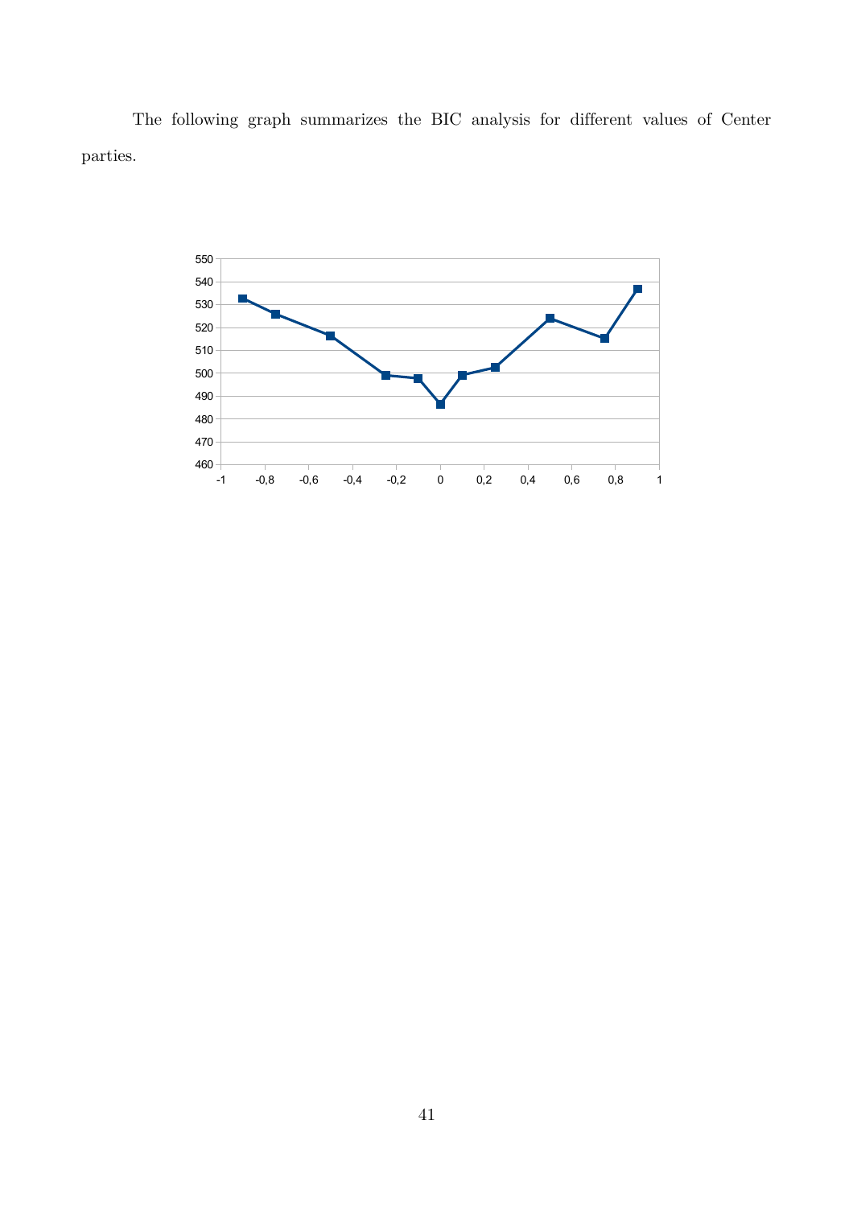The following graph summarizes the BIC analysis for different values of Center parties.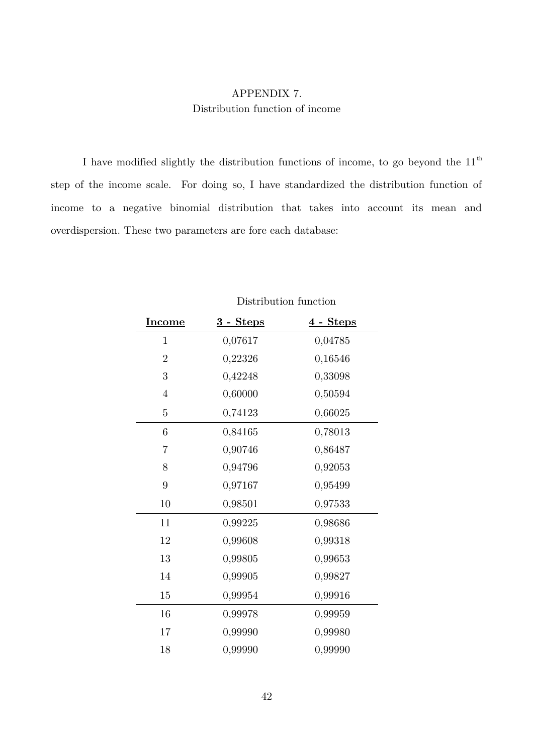# APPENDIX 7.
## Distribution function of income

I have modified slightly the distribution functions of income, to go beyond the 11[th] step of the income scale. For doing so, I have standardized the distribution function of income to a negative binomial distribution that takes into account its mean and overdispersion. These two parameters are fore each database:

Distribution function

| **Income** | **3 - Steps** | **4 - Steps** |
|---|---|---|
| 1 | 0,07617 | 0,04785 |
| 2 | 0,22326 | 0,16546 |
| 3 | 0,42248 | 0,33098 |
| 4 | 0,60000 | 0,50594 |
| 5 | 0,74123 | 0,66025 |
| 6 | 0,84165 | 0,78013 |
| 7 | 0,90746 | 0,86487 |
| 8 | 0,94796 | 0,92053 |
| 9 | 0,97167 | 0,95499 |
| 10 | 0,98501 | 0,97533 |
| 11 | 0,99225 | 0,98686 |
| 12 | 0,99608 | 0,99318 |
| 13 | 0,99805 | 0,99653 |
| 14 | 0,99905 | 0,99827 |
| 15 | 0,99954 | 0,99916 |
| 16 | 0,99978 | 0,99959 |
| 17 | 0,99990 | 0,99980 |
| 18 | 0,99990 | 0,99990 |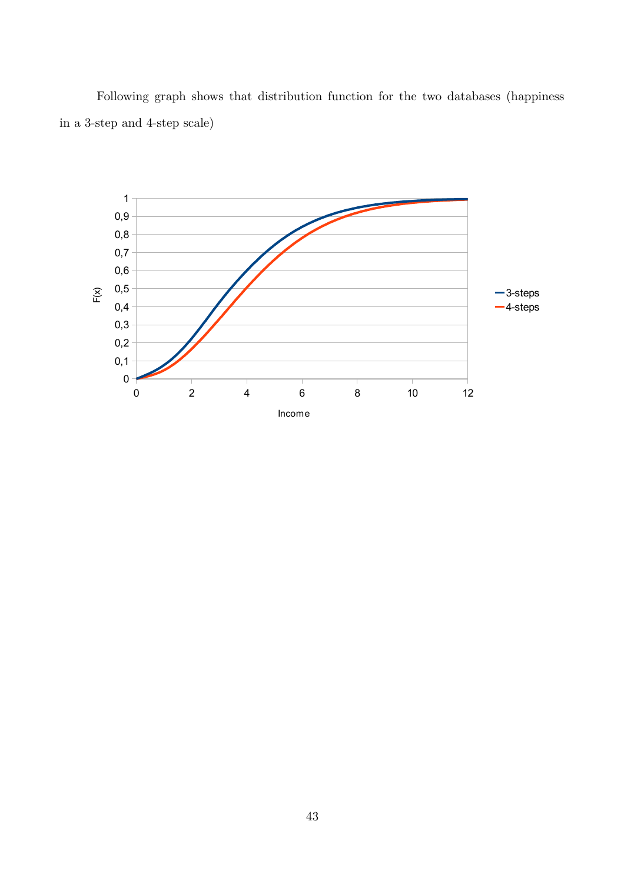Following graph shows that distribution function for the two databases (happiness in a 3-step and 4-step scale)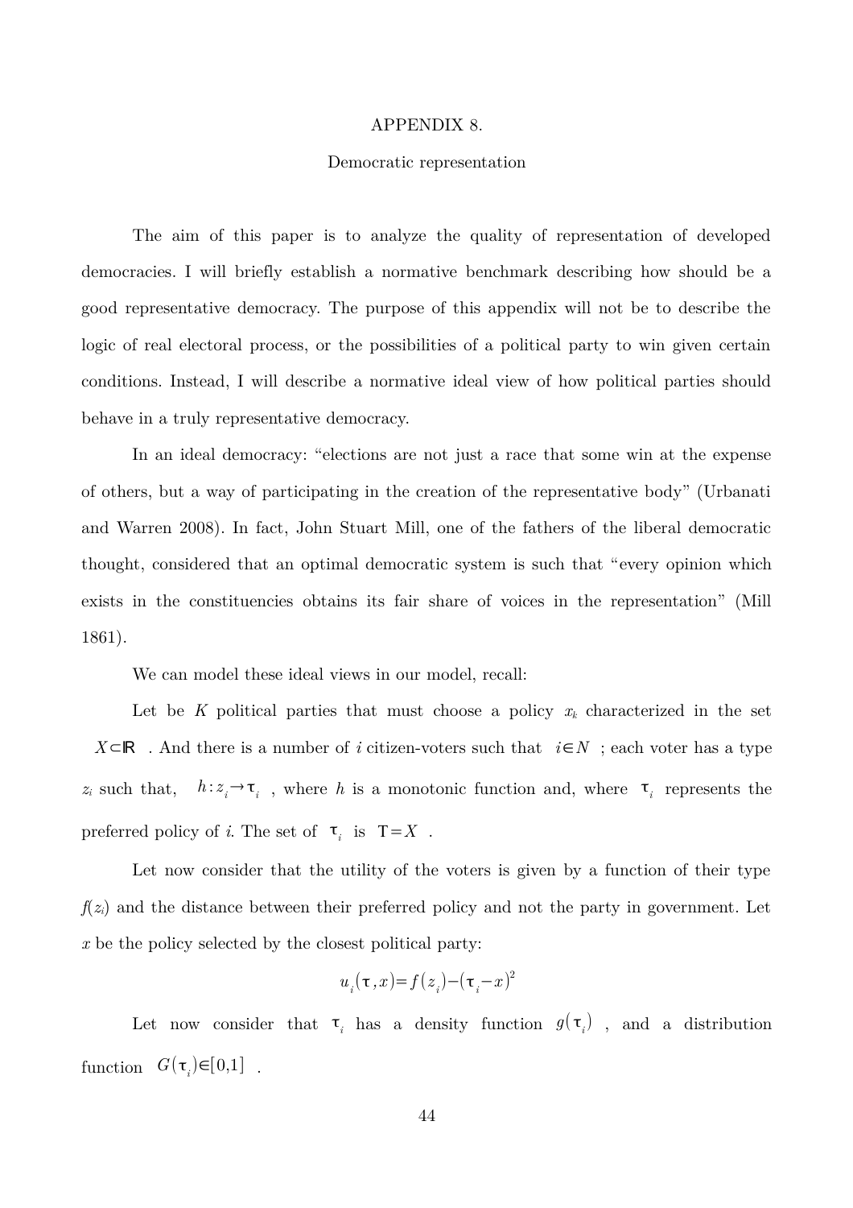# APPENDIX 8.

## Democratic representation

The aim of this paper is to analyze the quality of representation of developed democracies. I will briefly establish a normative benchmark describing how should be a good representative democracy. The purpose of this appendix will not be to describe the logic of real electoral process, or the possibilities of a political party to win given certain conditions. Instead, I will describe a normative ideal view of how political parties should behave in a truly representative democracy.

In an ideal democracy: "elections are not just a race that some win at the expense of others, but a way of participating in the creation of the representative body" (Urbanati and Warren 2008). In fact, John Stuart Mill, one of the fathers of the liberal democratic thought, considered that an optimal democratic system is such that "every opinion which exists in the constituencies obtains its fair share of voices in the representation" (Mill 1861).

We can model these ideal views in our model, recall:

Let be $K$ political parties that must choose a policy $x_k$ characterized in the set $X \subset \mathbb{R}$ . And there is a number of $i$ citizen-voters such that $i \in N$ ; each voter has a type $z_i$ such that, $h: z_i \rightarrow \tau_i$ , where $h$ is a monotonic function and, where $\tau_i$ represents the preferred policy of $i$. The set of $\tau_i$ is $T = X$ .

Let now consider that the utility of the voters is given by a function of their type $f(z_i)$ and the distance between their preferred policy and not the party in government. Let $x$ be the policy selected by the closest political party:

$$u_i(\tau, x) = f(z_i) - (\tau_i - x)^2$$

Let now consider that $\tau_i$ has a density function $g(\tau_i)$ , and a distribution function $G(\tau_i) \in [0,1]$ .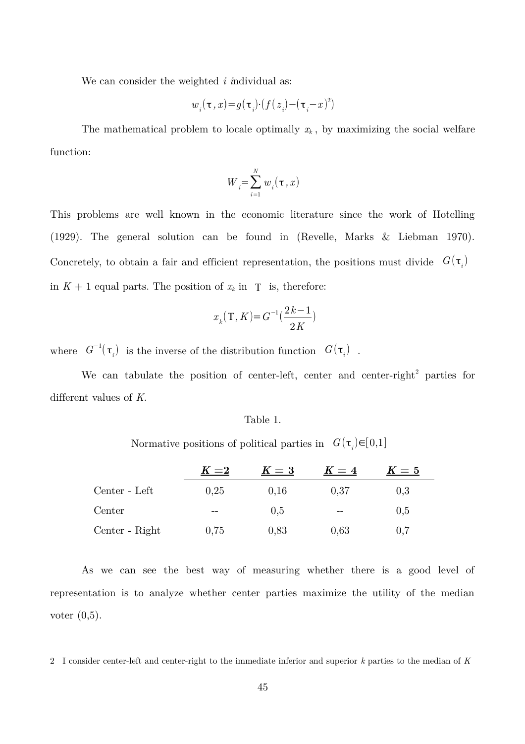We can consider the weighted $i$ individual as:

$$w_i(\tau, x) = g(\tau_i) \cdot (f(z_i) - (\tau_i - x)^2)$$

The mathematical problem to locale optimally $x_k$, by maximizing the social welfare function:

$$W_i = \sum_{i=1}^{N} w_i(\tau, x)$$

This problems are well known in the economic literature since the work of Hotelling (1929). The general solution can be found in (Revelle, Marks & Liebman 1970). Concretely, to obtain a fair and efficient representation, the positions must divide $G(\tau_i)$ in $K + 1$ equal parts. The position of $x_k$ in $T$ is, therefore:

$$x_k(T, K) = G^{-1}\left(\frac{2k-1}{2K}\right)$$

where $G^{-1}(\tau_i)$ is the inverse of the distribution function $G(\tau_i)$.

We can tabulate the position of center-left, center and center-right[2] parties for different values of *K*.

Table 1.

Normative positions of political parties in $G(\tau_i) \in [0,1]$

| | ***K* =2** | ***K* = 3** | ***K* = 4** | ***K* = 5** |
|---|---|---|---|---|
| Center - Left | 0,25 | 0,16 | 0,37 | 0,3 |
| Center | -- | 0,5 | -- | 0,5 |
| Center - Right | 0,75 | 0,83 | 0,63 | 0,7 |

As we can see the best way of measuring whether there is a good level of representation is to analyze whether center parties maximize the utility of the median voter (0,5).

2 I consider center-left and center-right to the immediate inferior and superior *k* parties to the median of *K*